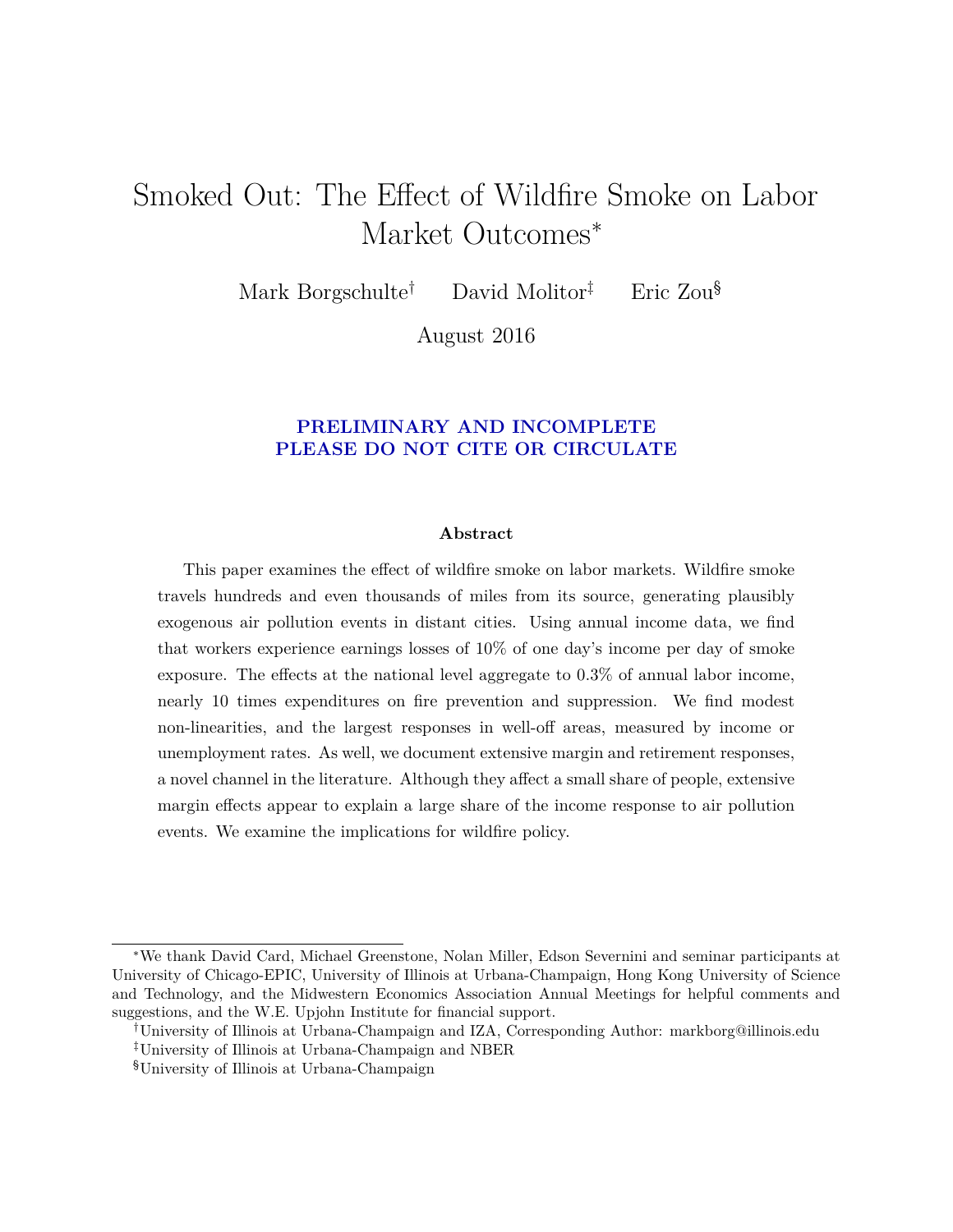# Smoked Out: The Effect of Wildfire Smoke on Labor Market Outcomes*

Mark Borgschulte[†] David Molitor[‡] Eric Zou[§]

August 2016

**PRELIMINARY AND INCOMPLETE**
**PLEASE DO NOT CITE OR CIRCULATE**

### Abstract

This paper examines the effect of wildfire smoke on labor markets. Wildfire smoke travels hundreds and even thousands of miles from its source, generating plausibly exogenous air pollution events in distant cities. Using annual income data, we find that workers experience earnings losses of 10% of one day's income per day of smoke exposure. The effects at the national level aggregate to 0.3% of annual labor income, nearly 10 times expenditures on fire prevention and suppression. We find modest non-linearities, and the largest responses in well-off areas, measured by income or unemployment rates. As well, we document extensive margin and retirement responses, a novel channel in the literature. Although they affect a small share of people, extensive margin effects appear to explain a large share of the income response to air pollution events. We examine the implications for wildfire policy.

---

*We thank David Card, Michael Greenstone, Nolan Miller, Edson Severnini and seminar participants at University of Chicago-EPIC, University of Illinois at Urbana-Champaign, Hong Kong University of Science and Technology, and the Midwestern Economics Association Annual Meetings for helpful comments and suggestions, and the W.E. Upjohn Institute for financial support.

[†]University of Illinois at Urbana-Champaign and IZA, Corresponding Author: markborg@illinois.edu

[‡]University of Illinois at Urbana-Champaign and NBER

[§]University of Illinois at Urbana-Champaign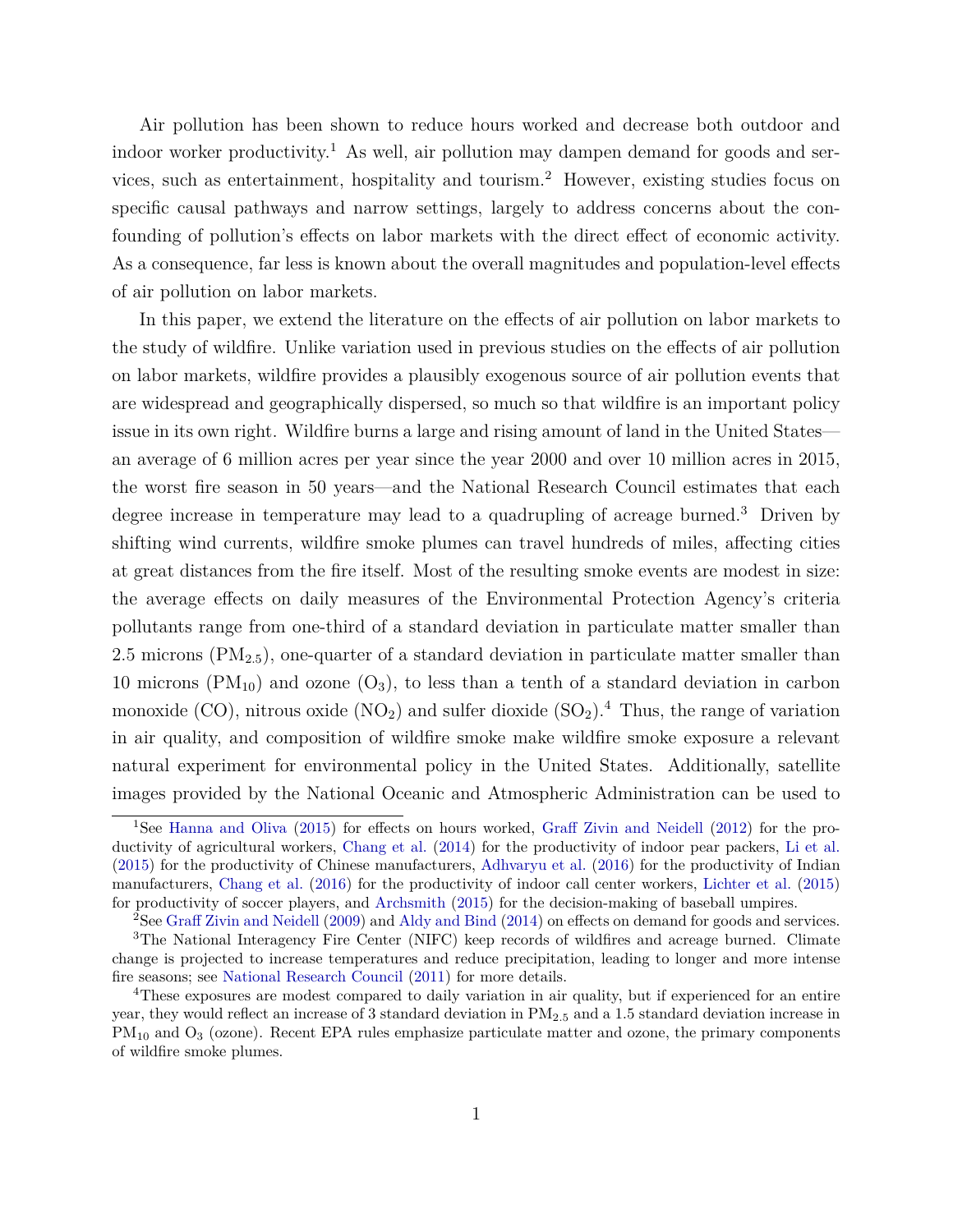Air pollution has been shown to reduce hours worked and decrease both outdoor and indoor worker productivity.[1] As well, air pollution may dampen demand for goods and services, such as entertainment, hospitality and tourism.[2] However, existing studies focus on specific causal pathways and narrow settings, largely to address concerns about the confounding of pollution's effects on labor markets with the direct effect of economic activity. As a consequence, far less is known about the overall magnitudes and population-level effects of air pollution on labor markets.

In this paper, we extend the literature on the effects of air pollution on labor markets to the study of wildfire. Unlike variation used in previous studies on the effects of air pollution on labor markets, wildfire provides a plausibly exogenous source of air pollution events that are widespread and geographically dispersed, so much so that wildfire is an important policy issue in its own right. Wildfire burns a large and rising amount of land in the United States—an average of 6 million acres per year since the year 2000 and over 10 million acres in 2015, the worst fire season in 50 years—and the National Research Council estimates that each degree increase in temperature may lead to a quadrupling of acreage burned.[3] Driven by shifting wind currents, wildfire smoke plumes can travel hundreds of miles, affecting cities at great distances from the fire itself. Most of the resulting smoke events are modest in size: the average effects on daily measures of the Environmental Protection Agency's criteria pollutants range from one-third of a standard deviation in particulate matter smaller than 2.5 microns ($PM_{2.5}$), one-quarter of a standard deviation in particulate matter smaller than 10 microns ($PM_{10}$) and ozone ($O_3$), to less than a tenth of a standard deviation in carbon monoxide (CO), nitrous oxide ($NO_2$) and sulfer dioxide ($SO_2$).[4] Thus, the range of variation in air quality, and composition of wildfire smoke make wildfire smoke exposure a relevant natural experiment for environmental policy in the United States. Additionally, satellite images provided by the National Oceanic and Atmospheric Administration can be used to

---

[1] See Hanna and Oliva (2015) for effects on hours worked, Graff Zivin and Neidell (2012) for the productivity of agricultural workers, Chang et al. (2014) for the productivity of indoor pear packers, Li et al. (2015) for the productivity of Chinese manufacturers, Adhvaryu et al. (2016) for the productivity of Indian manufacturers, Chang et al. (2016) for the productivity of indoor call center workers, Lichter et al. (2015) for productivity of soccer players, and Archsmith (2015) for the decision-making of baseball umpires.

[2] See Graff Zivin and Neidell (2009) and Aldy and Bind (2014) on effects on demand for goods and services.

[3] The National Interagency Fire Center (NIFC) keep records of wildfires and acreage burned. Climate change is projected to increase temperatures and reduce precipitation, leading to longer and more intense fire seasons; see National Research Council (2011) for more details.

[4] These exposures are modest compared to daily variation in air quality, but if experienced for an entire year, they would reflect an increase of 3 standard deviation in $PM_{2.5}$ and a 1.5 standard deviation increase in $PM_{10}$ and $O_3$ (ozone). Recent EPA rules emphasize particulate matter and ozone, the primary components of wildfire smoke plumes.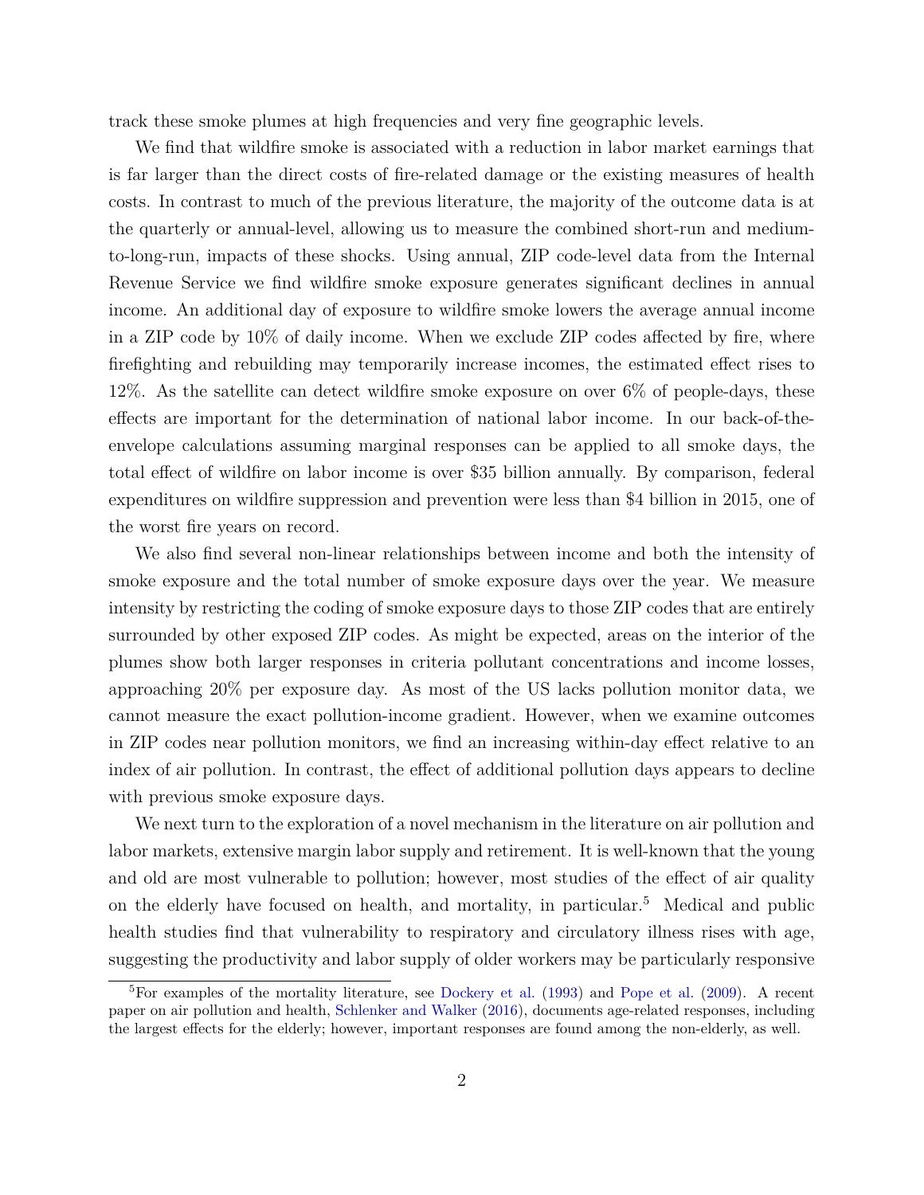track these smoke plumes at high frequencies and very fine geographic levels.

We find that wildfire smoke is associated with a reduction in labor market earnings that is far larger than the direct costs of fire-related damage or the existing measures of health costs. In contrast to much of the previous literature, the majority of the outcome data is at the quarterly or annual-level, allowing us to measure the combined short-run and medium-to-long-run, impacts of these shocks. Using annual, ZIP code-level data from the Internal Revenue Service we find wildfire smoke exposure generates significant declines in annual income. An additional day of exposure to wildfire smoke lowers the average annual income in a ZIP code by 10% of daily income. When we exclude ZIP codes affected by fire, where firefighting and rebuilding may temporarily increase incomes, the estimated effect rises to 12%. As the satellite can detect wildfire smoke exposure on over 6% of people-days, these effects are important for the determination of national labor income. In our back-of-the-envelope calculations assuming marginal responses can be applied to all smoke days, the total effect of wildfire on labor income is over $35 billion annually. By comparison, federal expenditures on wildfire suppression and prevention were less than $4 billion in 2015, one of the worst fire years on record.

We also find several non-linear relationships between income and both the intensity of smoke exposure and the total number of smoke exposure days over the year. We measure intensity by restricting the coding of smoke exposure days to those ZIP codes that are entirely surrounded by other exposed ZIP codes. As might be expected, areas on the interior of the plumes show both larger responses in criteria pollutant concentrations and income losses, approaching 20% per exposure day. As most of the US lacks pollution monitor data, we cannot measure the exact pollution-income gradient. However, when we examine outcomes in ZIP codes near pollution monitors, we find an increasing within-day effect relative to an index of air pollution. In contrast, the effect of additional pollution days appears to decline with previous smoke exposure days.

We next turn to the exploration of a novel mechanism in the literature on air pollution and labor markets, extensive margin labor supply and retirement. It is well-known that the young and old are most vulnerable to pollution; however, most studies of the effect of air quality on the elderly have focused on health, and mortality, in particular.[5] Medical and public health studies find that vulnerability to respiratory and circulatory illness rises with age, suggesting the productivity and labor supply of older workers may be particularly responsive

[5]For examples of the mortality literature, see Dockery et al. (1993) and Pope et al. (2009). A recent paper on air pollution and health, Schlenker and Walker (2016), documents age-related responses, including the largest effects for the elderly; however, important responses are found among the non-elderly, as well.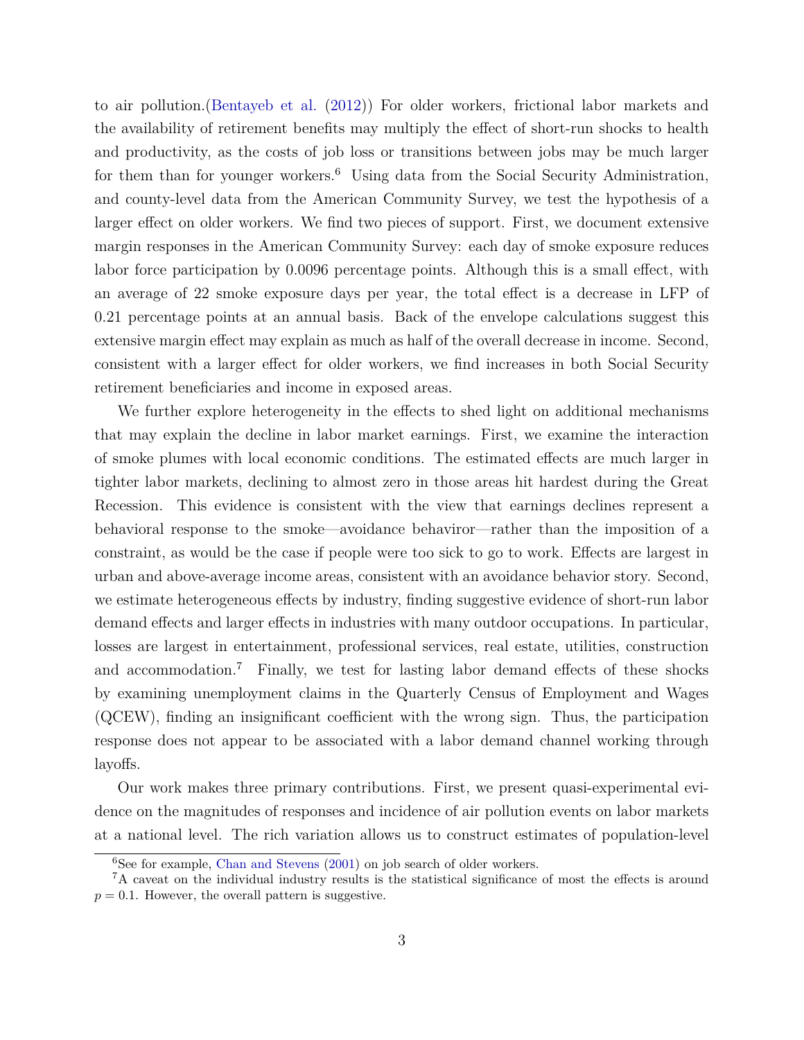to air pollution.(Bentayeb et al. (2012)) For older workers, frictional labor markets and the availability of retirement benefits may multiply the effect of short-run shocks to health and productivity, as the costs of job loss or transitions between jobs may be much larger for them than for younger workers.[6] Using data from the Social Security Administration, and county-level data from the American Community Survey, we test the hypothesis of a larger effect on older workers. We find two pieces of support. First, we document extensive margin responses in the American Community Survey: each day of smoke exposure reduces labor force participation by 0.0096 percentage points. Although this is a small effect, with an average of 22 smoke exposure days per year, the total effect is a decrease in LFP of 0.21 percentage points at an annual basis. Back of the envelope calculations suggest this extensive margin effect may explain as much as half of the overall decrease in income. Second, consistent with a larger effect for older workers, we find increases in both Social Security retirement beneficiaries and income in exposed areas.

We further explore heterogeneity in the effects to shed light on additional mechanisms that may explain the decline in labor market earnings. First, we examine the interaction of smoke plumes with local economic conditions. The estimated effects are much larger in tighter labor markets, declining to almost zero in those areas hit hardest during the Great Recession. This evidence is consistent with the view that earnings declines represent a behavioral response to the smoke—avoidance behaviror—rather than the imposition of a constraint, as would be the case if people were too sick to go to work. Effects are largest in urban and above-average income areas, consistent with an avoidance behavior story. Second, we estimate heterogeneous effects by industry, finding suggestive evidence of short-run labor demand effects and larger effects in industries with many outdoor occupations. In particular, losses are largest in entertainment, professional services, real estate, utilities, construction and accommodation.[7] Finally, we test for lasting labor demand effects of these shocks by examining unemployment claims in the Quarterly Census of Employment and Wages (QCEW), finding an insignificant coefficient with the wrong sign. Thus, the participation response does not appear to be associated with a labor demand channel working through layoffs.

Our work makes three primary contributions. First, we present quasi-experimental evidence on the magnitudes of responses and incidence of air pollution events on labor markets at a national level. The rich variation allows us to construct estimates of population-level

[6] See for example, Chan and Stevens (2001) on job search of older workers.

[7] A caveat on the individual industry results is the statistical significance of most the effects is around $p = 0.1$. However, the overall pattern is suggestive.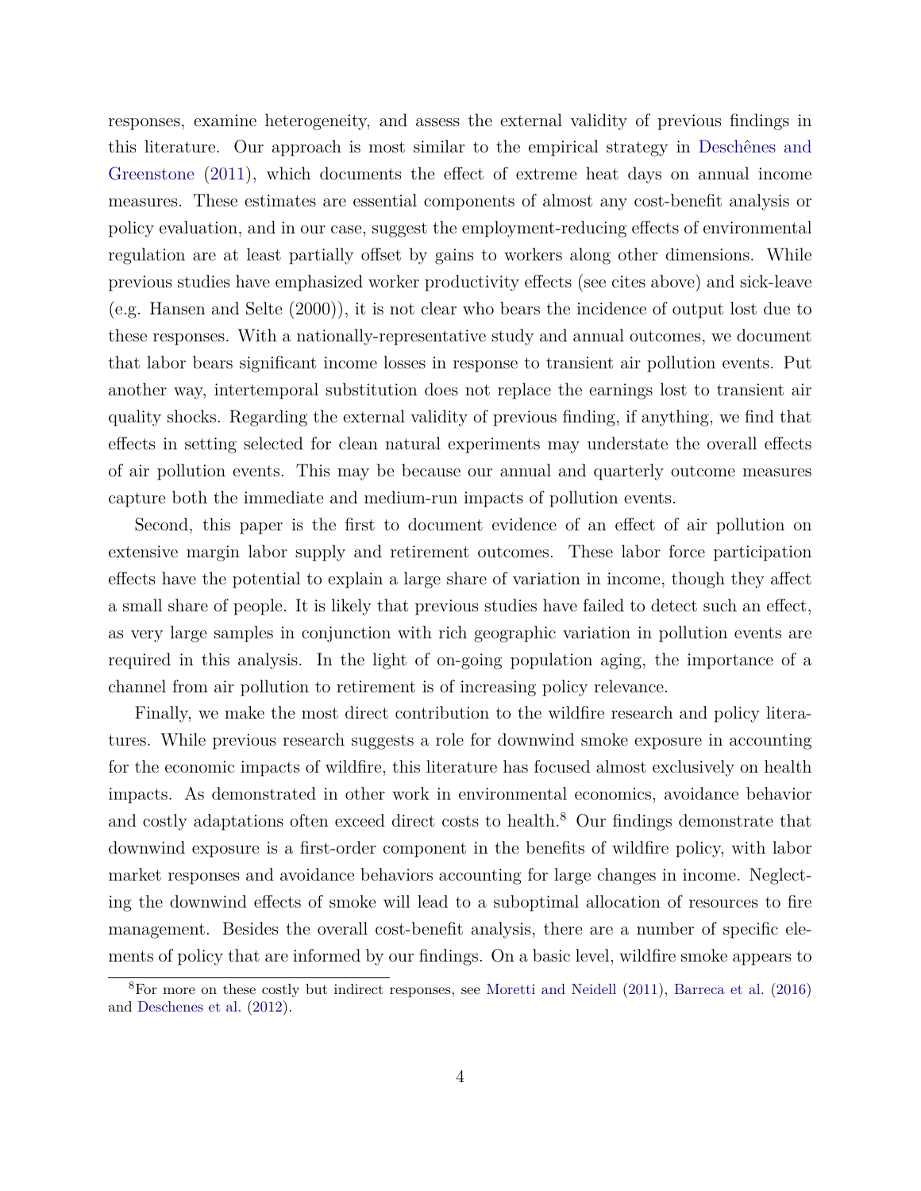responses, examine heterogeneity, and assess the external validity of previous findings in this literature. Our approach is most similar to the empirical strategy in Deschênes and Greenstone (2011), which documents the effect of extreme heat days on annual income measures. These estimates are essential components of almost any cost-benefit analysis or policy evaluation, and in our case, suggest the employment-reducing effects of environmental regulation are at least partially offset by gains to workers along other dimensions. While previous studies have emphasized worker productivity effects (see cites above) and sick-leave (e.g. Hansen and Selte (2000)), it is not clear who bears the incidence of output lost due to these responses. With a nationally-representative study and annual outcomes, we document that labor bears significant income losses in response to transient air pollution events. Put another way, intertemporal substitution does not replace the earnings lost to transient air quality shocks. Regarding the external validity of previous finding, if anything, we find that effects in setting selected for clean natural experiments may understate the overall effects of air pollution events. This may be because our annual and quarterly outcome measures capture both the immediate and medium-run impacts of pollution events.

Second, this paper is the first to document evidence of an effect of air pollution on extensive margin labor supply and retirement outcomes. These labor force participation effects have the potential to explain a large share of variation in income, though they affect a small share of people. It is likely that previous studies have failed to detect such an effect, as very large samples in conjunction with rich geographic variation in pollution events are required in this analysis. In the light of on-going population aging, the importance of a channel from air pollution to retirement is of increasing policy relevance.

Finally, we make the most direct contribution to the wildfire research and policy literatures. While previous research suggests a role for downwind smoke exposure in accounting for the economic impacts of wildfire, this literature has focused almost exclusively on health impacts. As demonstrated in other work in environmental economics, avoidance behavior and costly adaptations often exceed direct costs to health.[8] Our findings demonstrate that downwind exposure is a first-order component in the benefits of wildfire policy, with labor market responses and avoidance behaviors accounting for large changes in income. Neglecting the downwind effects of smoke will lead to a suboptimal allocation of resources to fire management. Besides the overall cost-benefit analysis, there are a number of specific elements of policy that are informed by our findings. On a basic level, wildfire smoke appears to

[8] For more on these costly but indirect responses, see Moretti and Neidell (2011), Barreca et al. (2016) and Deschenes et al. (2012).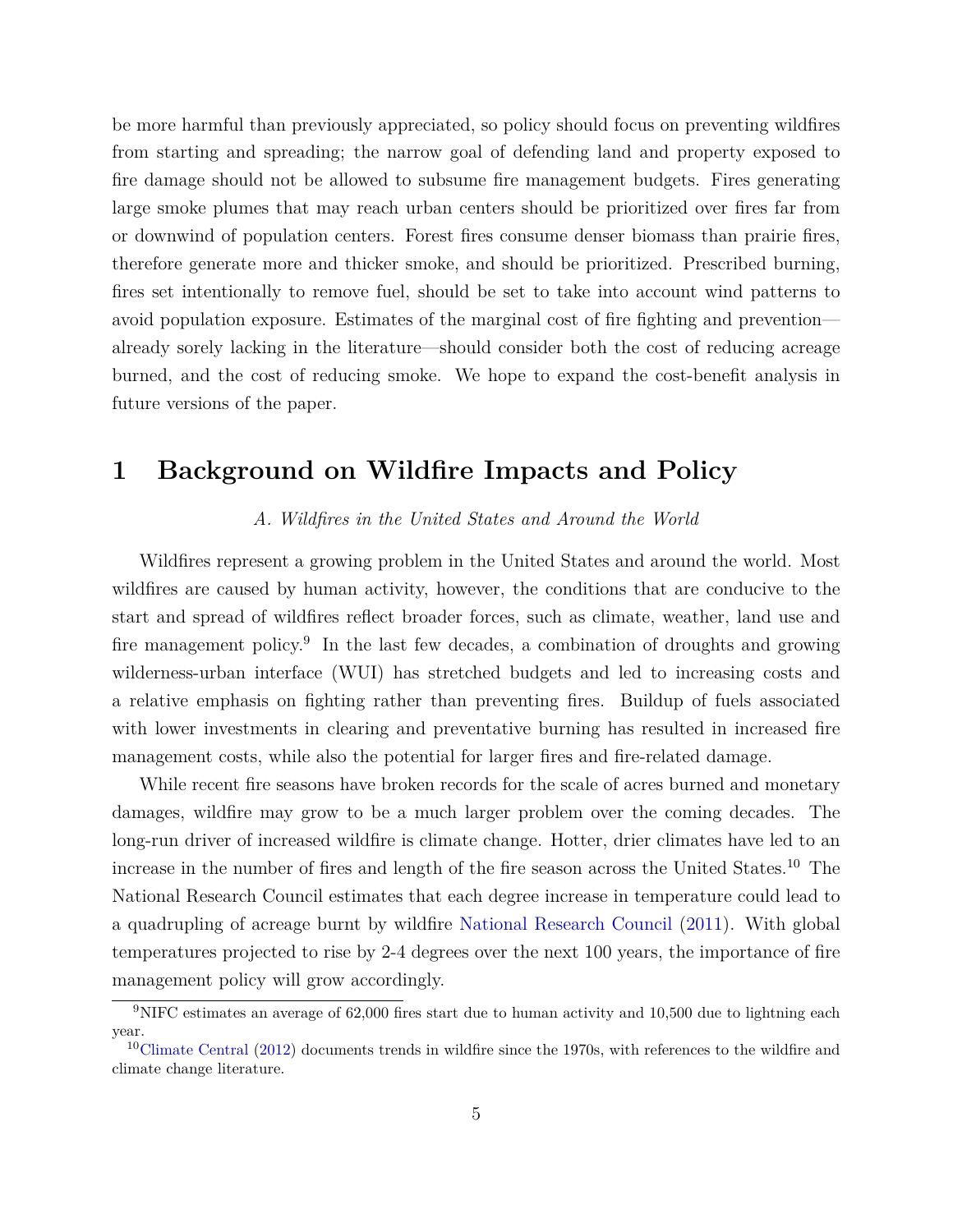be more harmful than previously appreciated, so policy should focus on preventing wildfires from starting and spreading; the narrow goal of defending land and property exposed to fire damage should not be allowed to subsume fire management budgets. Fires generating large smoke plumes that may reach urban centers should be prioritized over fires far from or downwind of population centers. Forest fires consume denser biomass than prairie fires, therefore generate more and thicker smoke, and should be prioritized. Prescribed burning, fires set intentionally to remove fuel, should be set to take into account wind patterns to avoid population exposure. Estimates of the marginal cost of fire fighting and prevention—already sorely lacking in the literature—should consider both the cost of reducing acreage burned, and the cost of reducing smoke. We hope to expand the cost-benefit analysis in future versions of the paper.

# 1 Background on Wildfire Impacts and Policy

*A. Wildfires in the United States and Around the World*

Wildfires represent a growing problem in the United States and around the world. Most wildfires are caused by human activity, however, the conditions that are conducive to the start and spread of wildfires reflect broader forces, such as climate, weather, land use and fire management policy.[9] In the last few decades, a combination of droughts and growing wilderness-urban interface (WUI) has stretched budgets and led to increasing costs and a relative emphasis on fighting rather than preventing fires. Buildup of fuels associated with lower investments in clearing and preventative burning has resulted in increased fire management costs, while also the potential for larger fires and fire-related damage.

While recent fire seasons have broken records for the scale of acres burned and monetary damages, wildfire may grow to be a much larger problem over the coming decades. The long-run driver of increased wildfire is climate change. Hotter, drier climates have led to an increase in the number of fires and length of the fire season across the United States.[10] The National Research Council estimates that each degree increase in temperature could lead to a quadrupling of acreage burnt by wildfire National Research Council (2011). With global temperatures projected to rise by 2-4 degrees over the next 100 years, the importance of fire management policy will grow accordingly.

[9] NIFC estimates an average of 62,000 fires start due to human activity and 10,500 due to lightning each year.

[10] Climate Central (2012) documents trends in wildfire since the 1970s, with references to the wildfire and climate change literature.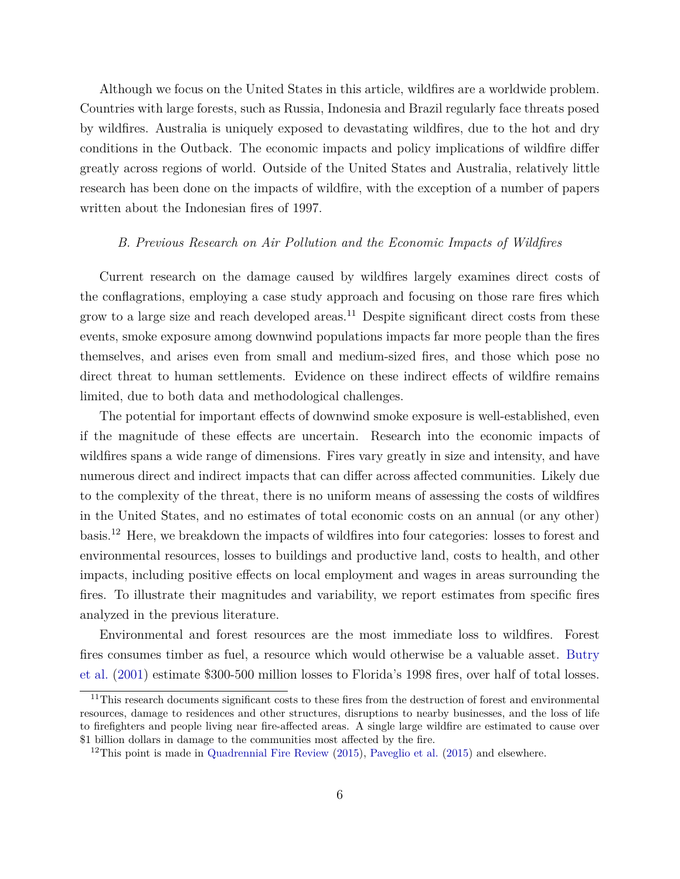Although we focus on the United States in this article, wildfires are a worldwide problem. Countries with large forests, such as Russia, Indonesia and Brazil regularly face threats posed by wildfires. Australia is uniquely exposed to devastating wildfires, due to the hot and dry conditions in the Outback. The economic impacts and policy implications of wildfire differ greatly across regions of world. Outside of the United States and Australia, relatively little research has been done on the impacts of wildfire, with the exception of a number of papers written about the Indonesian fires of 1997.

### *B. Previous Research on Air Pollution and the Economic Impacts of Wildfires*

Current research on the damage caused by wildfires largely examines direct costs of the conflagrations, employing a case study approach and focusing on those rare fires which grow to a large size and reach developed areas.[11] Despite significant direct costs from these events, smoke exposure among downwind populations impacts far more people than the fires themselves, and arises even from small and medium-sized fires, and those which pose no direct threat to human settlements. Evidence on these indirect effects of wildfire remains limited, due to both data and methodological challenges.

The potential for important effects of downwind smoke exposure is well-established, even if the magnitude of these effects are uncertain. Research into the economic impacts of wildfires spans a wide range of dimensions. Fires vary greatly in size and intensity, and have numerous direct and indirect impacts that can differ across affected communities. Likely due to the complexity of the threat, there is no uniform means of assessing the costs of wildfires in the United States, and no estimates of total economic costs on an annual (or any other) basis.[12] Here, we breakdown the impacts of wildfires into four categories: losses to forest and environmental resources, losses to buildings and productive land, costs to health, and other impacts, including positive effects on local employment and wages in areas surrounding the fires. To illustrate their magnitudes and variability, we report estimates from specific fires analyzed in the previous literature.

Environmental and forest resources are the most immediate loss to wildfires. Forest fires consumes timber as fuel, a resource which would otherwise be a valuable asset. Butry et al. (2001) estimate $300-500 million losses to Florida's 1998 fires, over half of total losses.

[11] This research documents significant costs to these fires from the destruction of forest and environmental resources, damage to residences and other structures, disruptions to nearby businesses, and the loss of life to firefighters and people living near fire-affected areas. A single large wildfire are estimated to cause over $1 billion dollars in damage to the communities most affected by the fire.

[12] This point is made in Quadrennial Fire Review (2015), Paveglio et al. (2015) and elsewhere.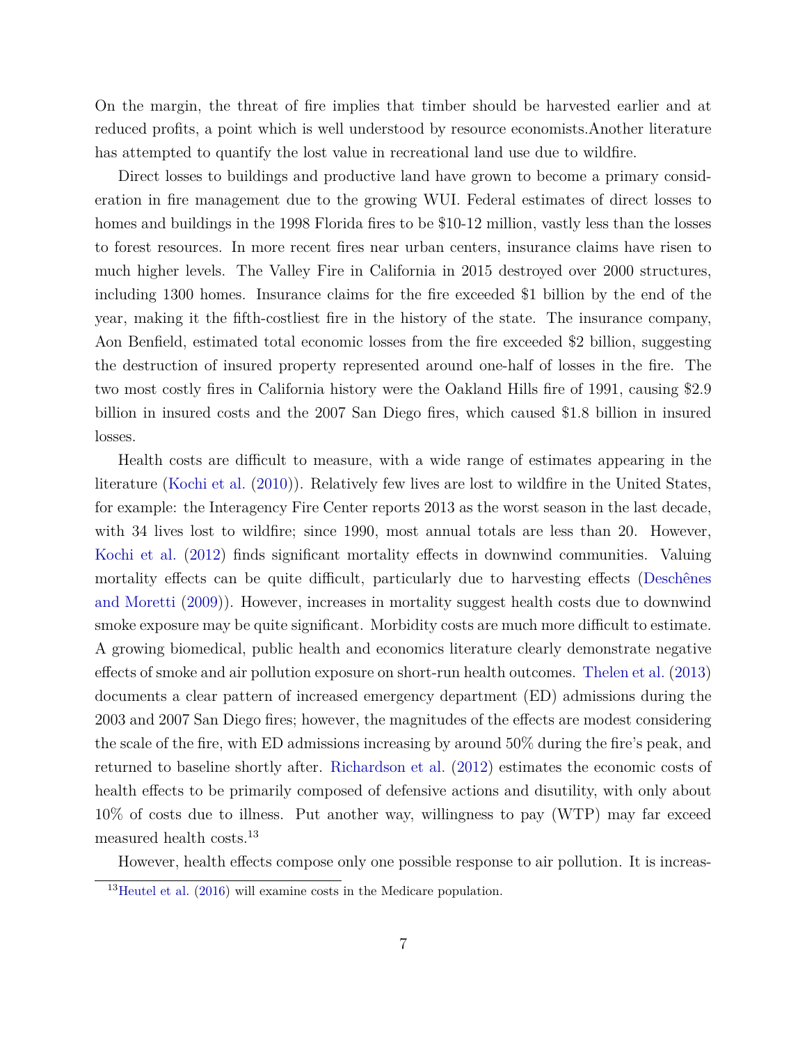On the margin, the threat of fire implies that timber should be harvested earlier and at reduced profits, a point which is well understood by resource economists.Another literature has attempted to quantify the lost value in recreational land use due to wildfire.

Direct losses to buildings and productive land have grown to become a primary consideration in fire management due to the growing WUI. Federal estimates of direct losses to homes and buildings in the 1998 Florida fires to be $10-12 million, vastly less than the losses to forest resources. In more recent fires near urban centers, insurance claims have risen to much higher levels. The Valley Fire in California in 2015 destroyed over 2000 structures, including 1300 homes. Insurance claims for the fire exceeded $1 billion by the end of the year, making it the fifth-costliest fire in the history of the state. The insurance company, Aon Benfield, estimated total economic losses from the fire exceeded $2 billion, suggesting the destruction of insured property represented around one-half of losses in the fire. The two most costly fires in California history were the Oakland Hills fire of 1991, causing $2.9 billion in insured costs and the 2007 San Diego fires, which caused $1.8 billion in insured losses.

Health costs are difficult to measure, with a wide range of estimates appearing in the literature (Kochi et al. (2010)). Relatively few lives are lost to wildfire in the United States, for example: the Interagency Fire Center reports 2013 as the worst season in the last decade, with 34 lives lost to wildfire; since 1990, most annual totals are less than 20. However, Kochi et al. (2012) finds significant mortality effects in downwind communities. Valuing mortality effects can be quite difficult, particularly due to harvesting effects (Deschênes and Moretti (2009)). However, increases in mortality suggest health costs due to downwind smoke exposure may be quite significant. Morbidity costs are much more difficult to estimate. A growing biomedical, public health and economics literature clearly demonstrate negative effects of smoke and air pollution exposure on short-run health outcomes. Thelen et al. (2013) documents a clear pattern of increased emergency department (ED) admissions during the 2003 and 2007 San Diego fires; however, the magnitudes of the effects are modest considering the scale of the fire, with ED admissions increasing by around 50% during the fire's peak, and returned to baseline shortly after. Richardson et al. (2012) estimates the economic costs of health effects to be primarily composed of defensive actions and disutility, with only about 10% of costs due to illness. Put another way, willingness to pay (WTP) may far exceed measured health costs.[13]

However, health effects compose only one possible response to air pollution. It is increas-

[13] Heutel et al. (2016) will examine costs in the Medicare population.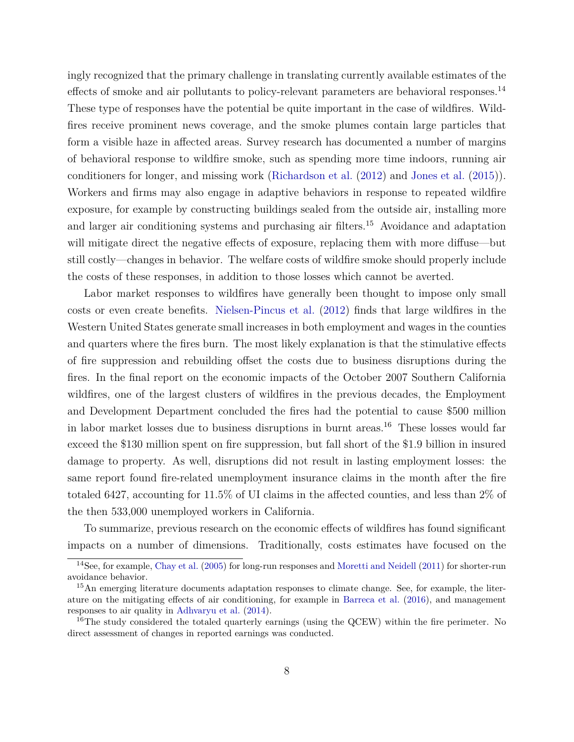ingly recognized that the primary challenge in translating currently available estimates of the effects of smoke and air pollutants to policy-relevant parameters are behavioral responses.[14] These type of responses have the potential be quite important in the case of wildfires. Wildfires receive prominent news coverage, and the smoke plumes contain large particles that form a visible haze in affected areas. Survey research has documented a number of margins of behavioral response to wildfire smoke, such as spending more time indoors, running air conditioners for longer, and missing work (Richardson et al. (2012) and Jones et al. (2015)). Workers and firms may also engage in adaptive behaviors in response to repeated wildfire exposure, for example by constructing buildings sealed from the outside air, installing more and larger air conditioning systems and purchasing air filters.[15] Avoidance and adaptation will mitigate direct the negative effects of exposure, replacing them with more diffuse—but still costly—changes in behavior. The welfare costs of wildfire smoke should properly include the costs of these responses, in addition to those losses which cannot be averted.

Labor market responses to wildfires have generally been thought to impose only small costs or even create benefits. Nielsen-Pincus et al. (2012) finds that large wildfires in the Western United States generate small increases in both employment and wages in the counties and quarters where the fires burn. The most likely explanation is that the stimulative effects of fire suppression and rebuilding offset the costs due to business disruptions during the fires. In the final report on the economic impacts of the October 2007 Southern California wildfires, one of the largest clusters of wildfires in the previous decades, the Employment and Development Department concluded the fires had the potential to cause $500 million in labor market losses due to business disruptions in burnt areas.[16] These losses would far exceed the $130 million spent on fire suppression, but fall short of the $1.9 billion in insured damage to property. As well, disruptions did not result in lasting employment losses: the same report found fire-related unemployment insurance claims in the month after the fire totaled 6427, accounting for 11.5% of UI claims in the affected counties, and less than 2% of the then 533,000 unemployed workers in California.

To summarize, previous research on the economic effects of wildfires has found significant impacts on a number of dimensions. Traditionally, costs estimates have focused on the

[14]See, for example, Chay et al. (2005) for long-run responses and Moretti and Neidell (2011) for shorter-run avoidance behavior.

[15]An emerging literature documents adaptation responses to climate change. See, for example, the literature on the mitigating effects of air conditioning, for example in Barreca et al. (2016), and management responses to air quality in Adhvaryu et al. (2014).

[16]The study considered the totaled quarterly earnings (using the QCEW) within the fire perimeter. No direct assessment of changes in reported earnings was conducted.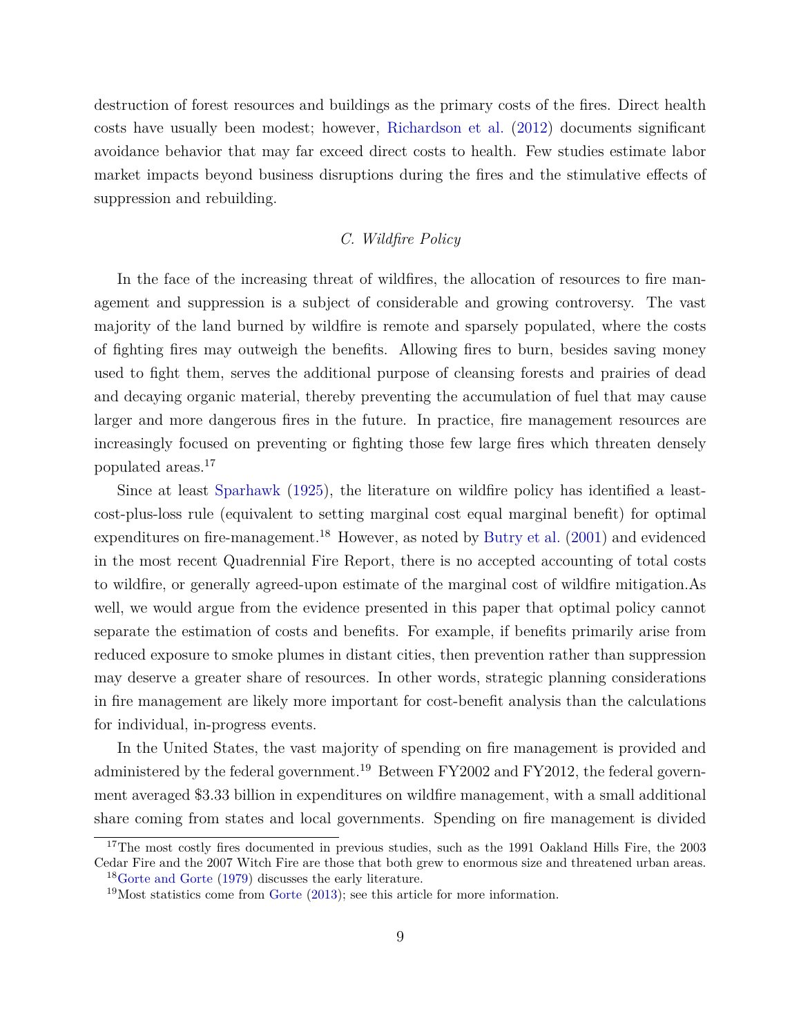destruction of forest resources and buildings as the primary costs of the fires. Direct health costs have usually been modest; however, Richardson et al. (2012) documents significant avoidance behavior that may far exceed direct costs to health. Few studies estimate labor market impacts beyond business disruptions during the fires and the stimulative effects of suppression and rebuilding.

### *C. Wildfire Policy*

In the face of the increasing threat of wildfires, the allocation of resources to fire management and suppression is a subject of considerable and growing controversy. The vast majority of the land burned by wildfire is remote and sparsely populated, where the costs of fighting fires may outweigh the benefits. Allowing fires to burn, besides saving money used to fight them, serves the additional purpose of cleansing forests and prairies of dead and decaying organic material, thereby preventing the accumulation of fuel that may cause larger and more dangerous fires in the future. In practice, fire management resources are increasingly focused on preventing or fighting those few large fires which threaten densely populated areas.[17]

Since at least Sparhawk (1925), the literature on wildfire policy has identified a least-cost-plus-loss rule (equivalent to setting marginal cost equal marginal benefit) for optimal expenditures on fire-management.[18] However, as noted by Butry et al. (2001) and evidenced in the most recent Quadrennial Fire Report, there is no accepted accounting of total costs to wildfire, or generally agreed-upon estimate of the marginal cost of wildfire mitigation.As well, we would argue from the evidence presented in this paper that optimal policy cannot separate the estimation of costs and benefits. For example, if benefits primarily arise from reduced exposure to smoke plumes in distant cities, then prevention rather than suppression may deserve a greater share of resources. In other words, strategic planning considerations in fire management are likely more important for cost-benefit analysis than the calculations for individual, in-progress events.

In the United States, the vast majority of spending on fire management is provided and administered by the federal government.[19] Between FY2002 and FY2012, the federal government averaged \$3.33 billion in expenditures on wildfire management, with a small additional share coming from states and local governments. Spending on fire management is divided

[17] The most costly fires documented in previous studies, such as the 1991 Oakland Hills Fire, the 2003 Cedar Fire and the 2007 Witch Fire are those that both grew to enormous size and threatened urban areas.

[18] Gorte and Gorte (1979) discusses the early literature.

[19] Most statistics come from Gorte (2013); see this article for more information.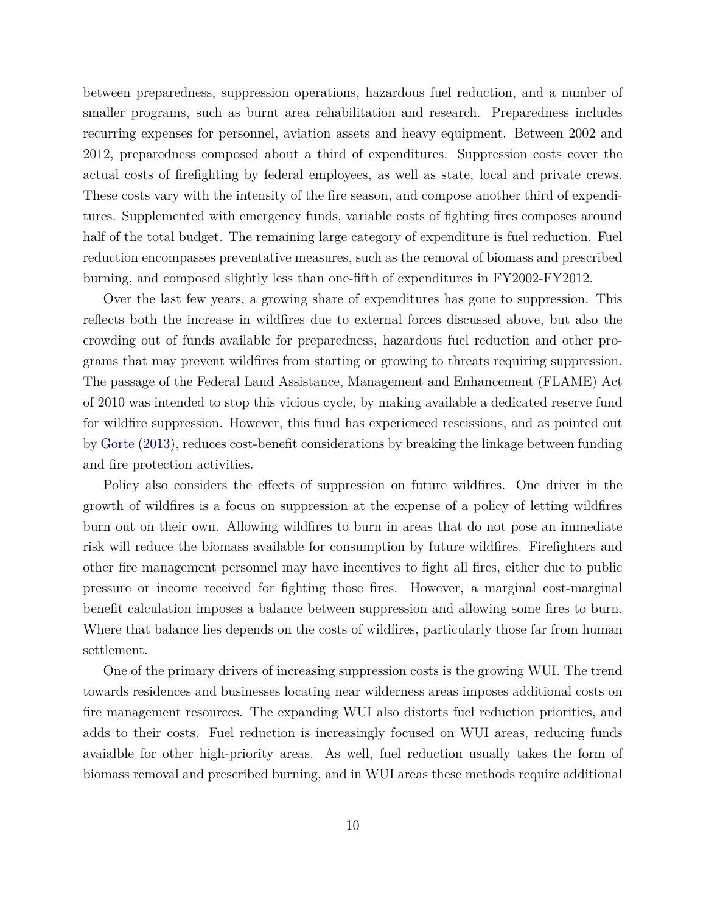between preparedness, suppression operations, hazardous fuel reduction, and a number of smaller programs, such as burnt area rehabilitation and research. Preparedness includes recurring expenses for personnel, aviation assets and heavy equipment. Between 2002 and 2012, preparedness composed about a third of expenditures. Suppression costs cover the actual costs of firefighting by federal employees, as well as state, local and private crews. These costs vary with the intensity of the fire season, and compose another third of expenditures. Supplemented with emergency funds, variable costs of fighting fires composes around half of the total budget. The remaining large category of expenditure is fuel reduction. Fuel reduction encompasses preventative measures, such as the removal of biomass and prescribed burning, and composed slightly less than one-fifth of expenditures in FY2002-FY2012.

Over the last few years, a growing share of expenditures has gone to suppression. This reflects both the increase in wildfires due to external forces discussed above, but also the crowding out of funds available for preparedness, hazardous fuel reduction and other programs that may prevent wildfires from starting or growing to threats requiring suppression. The passage of the Federal Land Assistance, Management and Enhancement (FLAME) Act of 2010 was intended to stop this vicious cycle, by making available a dedicated reserve fund for wildfire suppression. However, this fund has experienced rescissions, and as pointed out by Gorte (2013), reduces cost-benefit considerations by breaking the linkage between funding and fire protection activities.

Policy also considers the effects of suppression on future wildfires. One driver in the growth of wildfires is a focus on suppression at the expense of a policy of letting wildfires burn out on their own. Allowing wildfires to burn in areas that do not pose an immediate risk will reduce the biomass available for consumption by future wildfires. Firefighters and other fire management personnel may have incentives to fight all fires, either due to public pressure or income received for fighting those fires. However, a marginal cost-marginal benefit calculation imposes a balance between suppression and allowing some fires to burn. Where that balance lies depends on the costs of wildfires, particularly those far from human settlement.

One of the primary drivers of increasing suppression costs is the growing WUI. The trend towards residences and businesses locating near wilderness areas imposes additional costs on fire management resources. The expanding WUI also distorts fuel reduction priorities, and adds to their costs. Fuel reduction is increasingly focused on WUI areas, reducing funds avaialble for other high-priority areas. As well, fuel reduction usually takes the form of biomass removal and prescribed burning, and in WUI areas these methods require additional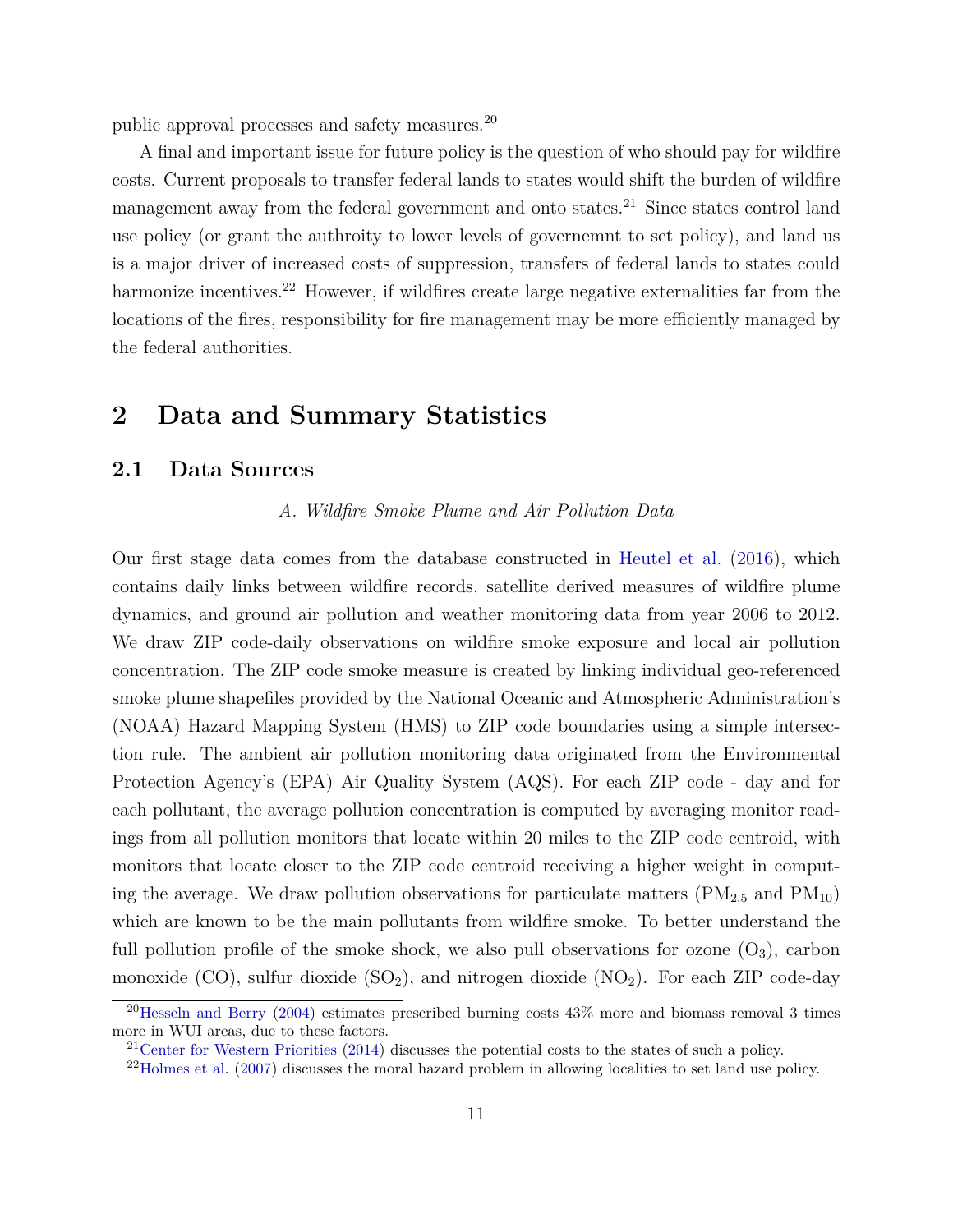public approval processes and safety measures.[20]

A final and important issue for future policy is the question of who should pay for wildfire costs. Current proposals to transfer federal lands to states would shift the burden of wildfire management away from the federal government and onto states.[21] Since states control land use policy (or grant the authroity to lower levels of governemnt to set policy), and land us is a major driver of increased costs of suppression, transfers of federal lands to states could harmonize incentives.[22] However, if wildfires create large negative externalities far from the locations of the fires, responsibility for fire management may be more efficiently managed by the federal authorities.

# 2 Data and Summary Statistics

## 2.1 Data Sources

*A. Wildfire Smoke Plume and Air Pollution Data*

Our first stage data comes from the database constructed in Heutel et al. (2016), which contains daily links between wildfire records, satellite derived measures of wildfire plume dynamics, and ground air pollution and weather monitoring data from year 2006 to 2012. We draw ZIP code-daily observations on wildfire smoke exposure and local air pollution concentration. The ZIP code smoke measure is created by linking individual geo-referenced smoke plume shapefiles provided by the National Oceanic and Atmospheric Administration's (NOAA) Hazard Mapping System (HMS) to ZIP code boundaries using a simple intersection rule. The ambient air pollution monitoring data originated from the Environmental Protection Agency's (EPA) Air Quality System (AQS). For each ZIP code - day and for each pollutant, the average pollution concentration is computed by averaging monitor readings from all pollution monitors that locate within 20 miles to the ZIP code centroid, with monitors that locate closer to the ZIP code centroid receiving a higher weight in computing the average. We draw pollution observations for particulate matters ($PM_{2.5}$ and $PM_{10}$) which are known to be the main pollutants from wildfire smoke. To better understand the full pollution profile of the smoke shock, we also pull observations for ozone ($O_3$), carbon monoxide (CO), sulfur dioxide ($SO_2$), and nitrogen dioxide ($NO_2$). For each ZIP code-day

[20] Hesseln and Berry (2004) estimates prescribed burning costs 43% more and biomass removal 3 times more in WUI areas, due to these factors.

[21] Center for Western Priorities (2014) discusses the potential costs to the states of such a policy.

[22] Holmes et al. (2007) discusses the moral hazard problem in allowing localities to set land use policy.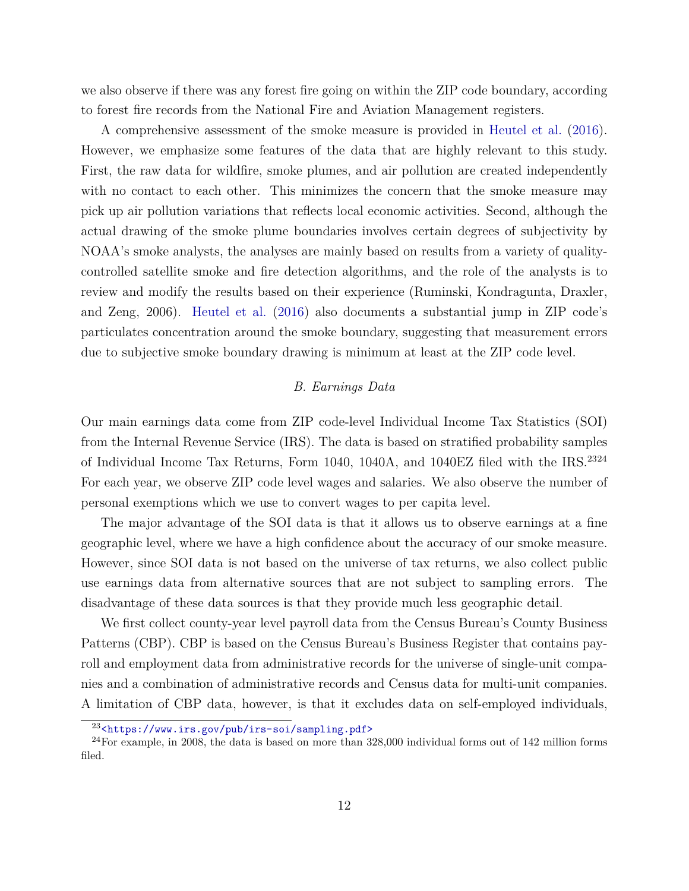we also observe if there was any forest fire going on within the ZIP code boundary, according to forest fire records from the National Fire and Aviation Management registers.

A comprehensive assessment of the smoke measure is provided in Heutel et al. (2016). However, we emphasize some features of the data that are highly relevant to this study. First, the raw data for wildfire, smoke plumes, and air pollution are created independently with no contact to each other. This minimizes the concern that the smoke measure may pick up air pollution variations that reflects local economic activities. Second, although the actual drawing of the smoke plume boundaries involves certain degrees of subjectivity by NOAA's smoke analysts, the analyses are mainly based on results from a variety of quality-controlled satellite smoke and fire detection algorithms, and the role of the analysts is to review and modify the results based on their experience (Ruminski, Kondragunta, Draxler, and Zeng, 2006). Heutel et al. (2016) also documents a substantial jump in ZIP code's particulates concentration around the smoke boundary, suggesting that measurement errors due to subjective smoke boundary drawing is minimum at least at the ZIP code level.

### *B. Earnings Data*

Our main earnings data come from ZIP code-level Individual Income Tax Statistics (SOI) from the Internal Revenue Service (IRS). The data is based on stratified probability samples of Individual Income Tax Returns, Form 1040, 1040A, and 1040EZ filed with the IRS.[23][24] For each year, we observe ZIP code level wages and salaries. We also observe the number of personal exemptions which we use to convert wages to per capita level.

The major advantage of the SOI data is that it allows us to observe earnings at a fine geographic level, where we have a high confidence about the accuracy of our smoke measure. However, since SOI data is not based on the universe of tax returns, we also collect public use earnings data from alternative sources that are not subject to sampling errors. The disadvantage of these data sources is that they provide much less geographic detail.

We first collect county-year level payroll data from the Census Bureau's County Business Patterns (CBP). CBP is based on the Census Bureau's Business Register that contains payroll and employment data from administrative records for the universe of single-unit companies and a combination of administrative records and Census data for multi-unit companies. A limitation of CBP data, however, is that it excludes data on self-employed individuals,

[23] <https://www.irs.gov/pub/irs-soi/sampling.pdf>

[24] For example, in 2008, the data is based on more than 328,000 individual forms out of 142 million forms filed.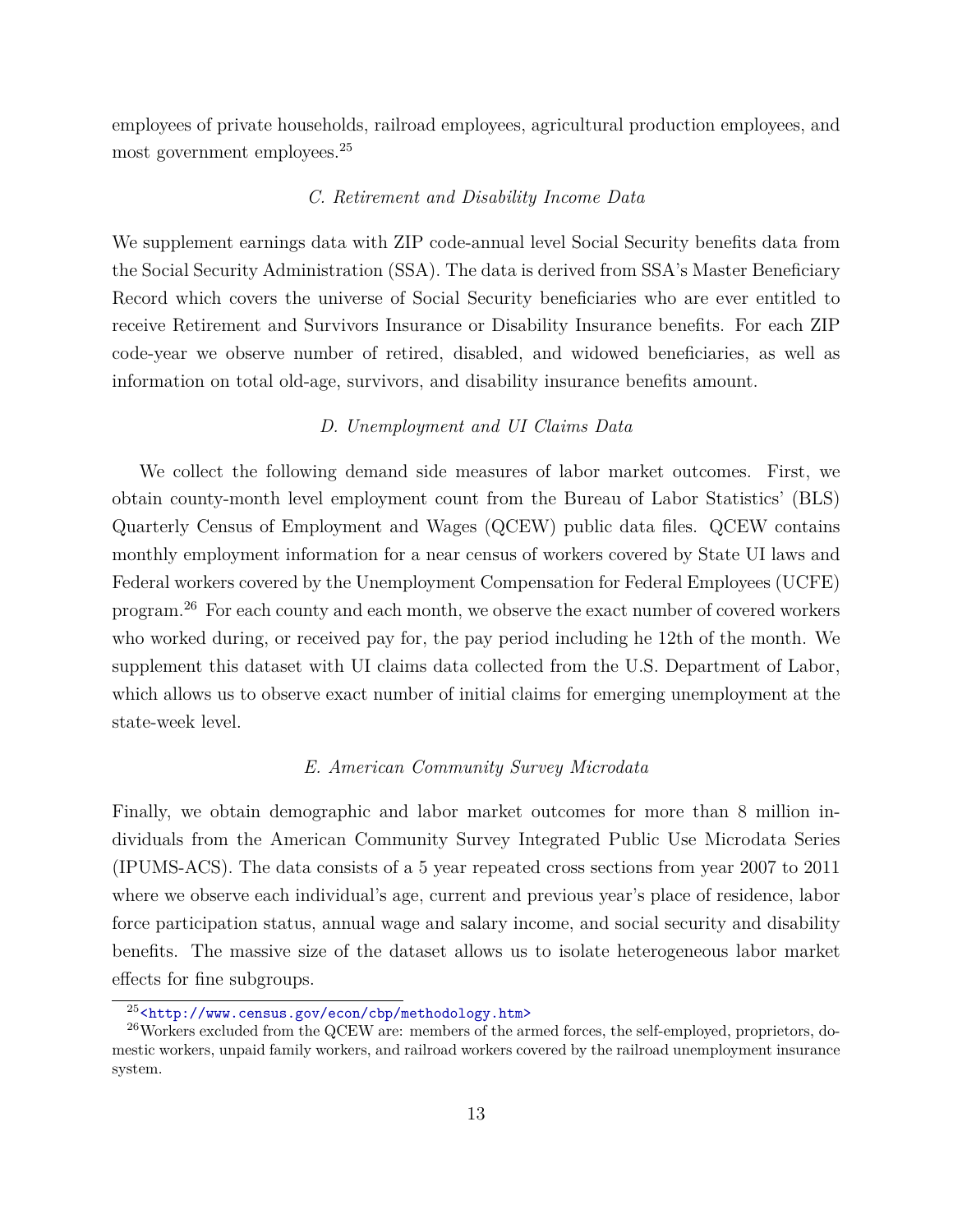employees of private households, railroad employees, agricultural production employees, and most government employees.[25]

### *C. Retirement and Disability Income Data*

We supplement earnings data with ZIP code-annual level Social Security benefits data from the Social Security Administration (SSA). The data is derived from SSA's Master Beneficiary Record which covers the universe of Social Security beneficiaries who are ever entitled to receive Retirement and Survivors Insurance or Disability Insurance benefits. For each ZIP code-year we observe number of retired, disabled, and widowed beneficiaries, as well as information on total old-age, survivors, and disability insurance benefits amount.

### *D. Unemployment and UI Claims Data*

We collect the following demand side measures of labor market outcomes. First, we obtain county-month level employment count from the Bureau of Labor Statistics' (BLS) Quarterly Census of Employment and Wages (QCEW) public data files. QCEW contains monthly employment information for a near census of workers covered by State UI laws and Federal workers covered by the Unemployment Compensation for Federal Employees (UCFE) program.[26] For each county and each month, we observe the exact number of covered workers who worked during, or received pay for, the pay period including he 12th of the month. We supplement this dataset with UI claims data collected from the U.S. Department of Labor, which allows us to observe exact number of initial claims for emerging unemployment at the state-week level.

### *E. American Community Survey Microdata*

Finally, we obtain demographic and labor market outcomes for more than 8 million individuals from the American Community Survey Integrated Public Use Microdata Series (IPUMS-ACS). The data consists of a 5 year repeated cross sections from year 2007 to 2011 where we observe each individual's age, current and previous year's place of residence, labor force participation status, annual wage and salary income, and social security and disability benefits. The massive size of the dataset allows us to isolate heterogeneous labor market effects for fine subgroups.

[25] <http://www.census.gov/econ/cbp/methodology.htm>

[26] Workers excluded from the QCEW are: members of the armed forces, the self-employed, proprietors, domestic workers, unpaid family workers, and railroad workers covered by the railroad unemployment insurance system.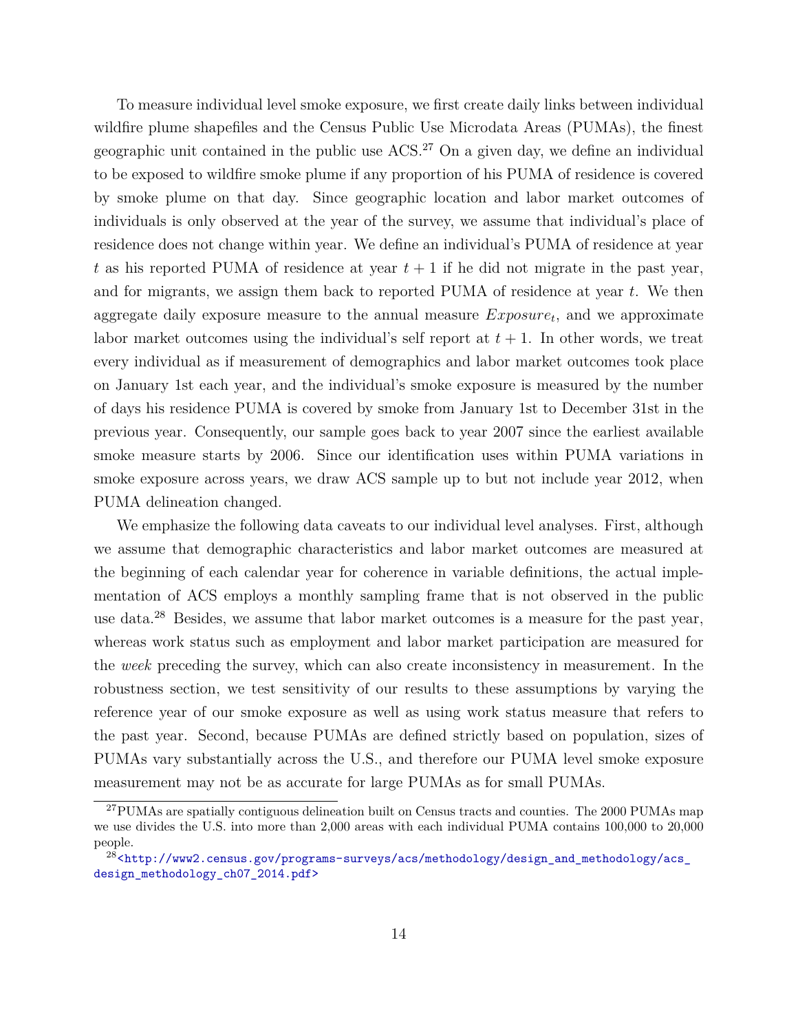To measure individual level smoke exposure, we first create daily links between individual wildfire plume shapefiles and the Census Public Use Microdata Areas (PUMAs), the finest geographic unit contained in the public use ACS.[27] On a given day, we define an individual to be exposed to wildfire smoke plume if any proportion of his PUMA of residence is covered by smoke plume on that day. Since geographic location and labor market outcomes of individuals is only observed at the year of the survey, we assume that individual's place of residence does not change within year. We define an individual's PUMA of residence at year $t$ as his reported PUMA of residence at year $t+1$ if he did not migrate in the past year, and for migrants, we assign them back to reported PUMA of residence at year $t$. We then aggregate daily exposure measure to the annual measure $Exposure_t$, and we approximate labor market outcomes using the individual's self report at $t+1$. In other words, we treat every individual as if measurement of demographics and labor market outcomes took place on January 1st each year, and the individual's smoke exposure is measured by the number of days his residence PUMA is covered by smoke from January 1st to December 31st in the previous year. Consequently, our sample goes back to year 2007 since the earliest available smoke measure starts by 2006. Since our identification uses within PUMA variations in smoke exposure across years, we draw ACS sample up to but not include year 2012, when PUMA delineation changed.

We emphasize the following data caveats to our individual level analyses. First, although we assume that demographic characteristics and labor market outcomes are measured at the beginning of each calendar year for coherence in variable definitions, the actual implementation of ACS employs a monthly sampling frame that is not observed in the public use data.[28] Besides, we assume that labor market outcomes is a measure for the past year, whereas work status such as employment and labor market participation are measured for the *week* preceding the survey, which can also create inconsistency in measurement. In the robustness section, we test sensitivity of our results to these assumptions by varying the reference year of our smoke exposure as well as using work status measure that refers to the past year. Second, because PUMAs are defined strictly based on population, sizes of PUMAs vary substantially across the U.S., and therefore our PUMA level smoke exposure measurement may not be as accurate for large PUMAs as for small PUMAs.

[27] PUMAs are spatially contiguous delineation built on Census tracts and counties. The 2000 PUMAs map we use divides the U.S. into more than 2,000 areas with each individual PUMA contains 100,000 to 20,000 people.

[28] <http://www2.census.gov/programs-surveys/acs/methodology/design_and_methodology/acs_design_methodology_ch07_2014.pdf>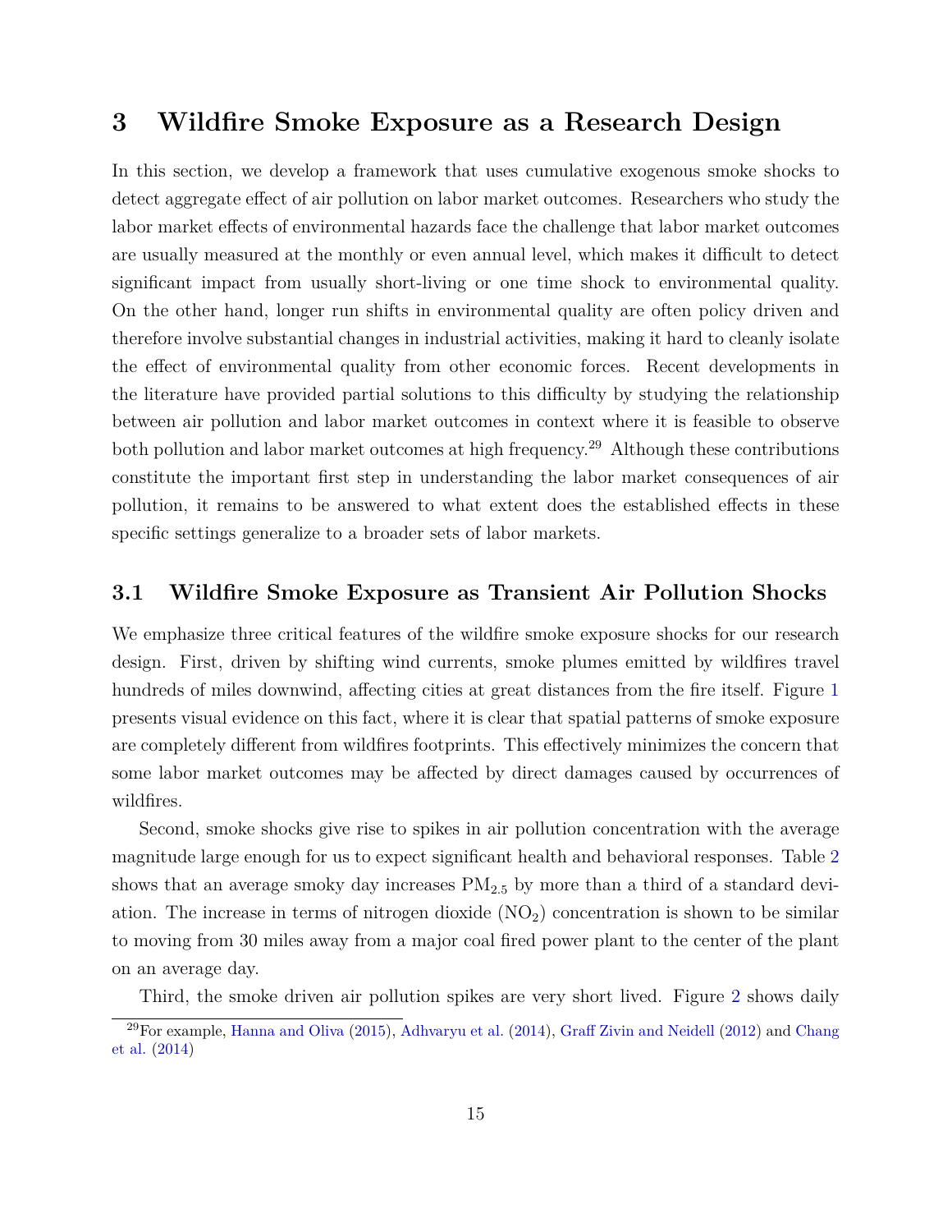# 3 Wildfire Smoke Exposure as a Research Design

In this section, we develop a framework that uses cumulative exogenous smoke shocks to detect aggregate effect of air pollution on labor market outcomes. Researchers who study the labor market effects of environmental hazards face the challenge that labor market outcomes are usually measured at the monthly or even annual level, which makes it difficult to detect significant impact from usually short-living or one time shock to environmental quality. On the other hand, longer run shifts in environmental quality are often policy driven and therefore involve substantial changes in industrial activities, making it hard to cleanly isolate the effect of environmental quality from other economic forces. Recent developments in the literature have provided partial solutions to this difficulty by studying the relationship between air pollution and labor market outcomes in context where it is feasible to observe both pollution and labor market outcomes at high frequency.[29] Although these contributions constitute the important first step in understanding the labor market consequences of air pollution, it remains to be answered to what extent does the established effects in these specific settings generalize to a broader sets of labor markets.

## 3.1 Wildfire Smoke Exposure as Transient Air Pollution Shocks

We emphasize three critical features of the wildfire smoke exposure shocks for our research design. First, driven by shifting wind currents, smoke plumes emitted by wildfires travel hundreds of miles downwind, affecting cities at great distances from the fire itself. Figure 1 presents visual evidence on this fact, where it is clear that spatial patterns of smoke exposure are completely different from wildfires footprints. This effectively minimizes the concern that some labor market outcomes may be affected by direct damages caused by occurrences of wildfires.

Second, smoke shocks give rise to spikes in air pollution concentration with the average magnitude large enough for us to expect significant health and behavioral responses. Table 2 shows that an average smoky day increases $PM_{2.5}$ by more than a third of a standard deviation. The increase in terms of nitrogen dioxide ($NO_2$) concentration is shown to be similar to moving from 30 miles away from a major coal fired power plant to the center of the plant on an average day.

Third, the smoke driven air pollution spikes are very short lived. Figure 2 shows daily

[29] For example, Hanna and Oliva (2015), Adhvaryu et al. (2014), Graff Zivin and Neidell (2012) and Chang et al. (2014)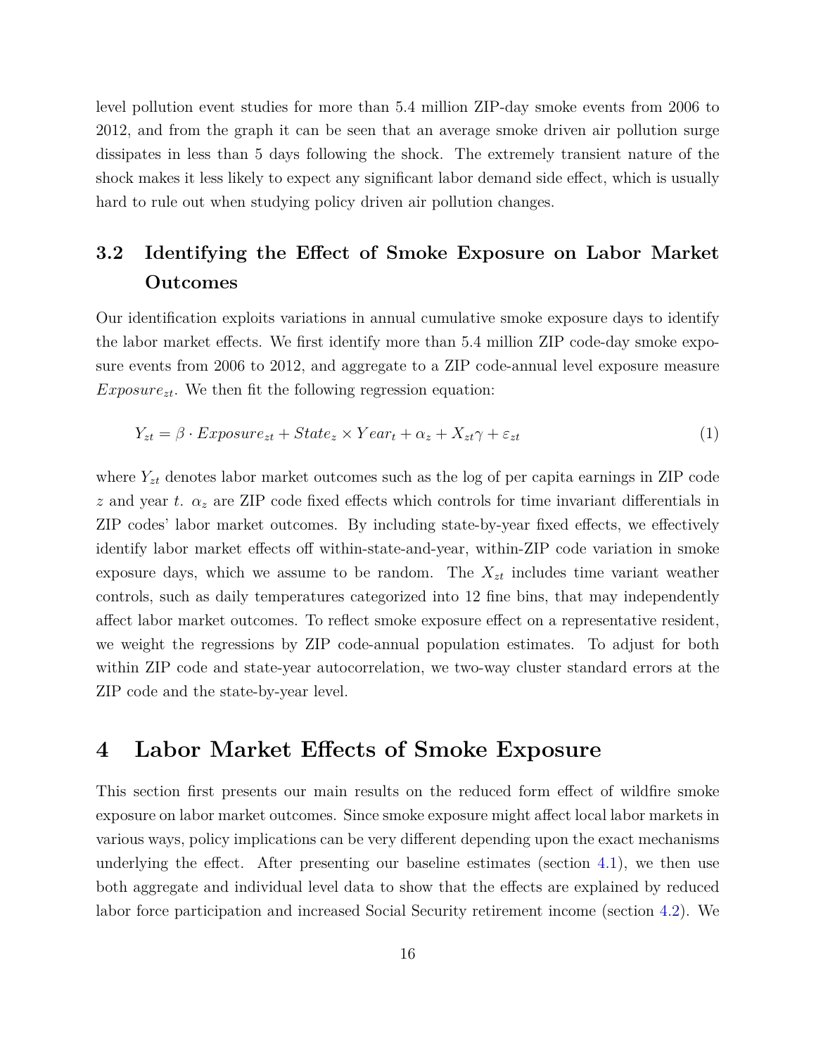level pollution event studies for more than 5.4 million ZIP-day smoke events from 2006 to 2012, and from the graph it can be seen that an average smoke driven air pollution surge dissipates in less than 5 days following the shock. The extremely transient nature of the shock makes it less likely to expect any significant labor demand side effect, which is usually hard to rule out when studying policy driven air pollution changes.

## 3.2 Identifying the Effect of Smoke Exposure on Labor Market Outcomes

Our identification exploits variations in annual cumulative smoke exposure days to identify the labor market effects. We first identify more than 5.4 million ZIP code-day smoke exposure events from 2006 to 2012, and aggregate to a ZIP code-annual level exposure measure $Exposure_{zt}$. We then fit the following regression equation:

$$Y_{zt} = \beta \cdot Exposure_{zt} + State_z \times Year_t + \alpha_z + X_{zt}\gamma + \varepsilon_{zt} \tag{1}$$

where $Y_{zt}$ denotes labor market outcomes such as the log of per capita earnings in ZIP code $z$ and year $t$. $\alpha_z$ are ZIP code fixed effects which controls for time invariant differentials in ZIP codes' labor market outcomes. By including state-by-year fixed effects, we effectively identify labor market effects off within-state-and-year, within-ZIP code variation in smoke exposure days, which we assume to be random. The $X_{zt}$ includes time variant weather controls, such as daily temperatures categorized into 12 fine bins, that may independently affect labor market outcomes. To reflect smoke exposure effect on a representative resident, we weight the regressions by ZIP code-annual population estimates. To adjust for both within ZIP code and state-year autocorrelation, we two-way cluster standard errors at the ZIP code and the state-by-year level.

# 4 Labor Market Effects of Smoke Exposure

This section first presents our main results on the reduced form effect of wildfire smoke exposure on labor market outcomes. Since smoke exposure might affect local labor markets in various ways, policy implications can be very different depending upon the exact mechanisms underlying the effect. After presenting our baseline estimates (section 4.1), we then use both aggregate and individual level data to show that the effects are explained by reduced labor force participation and increased Social Security retirement income (section 4.2). We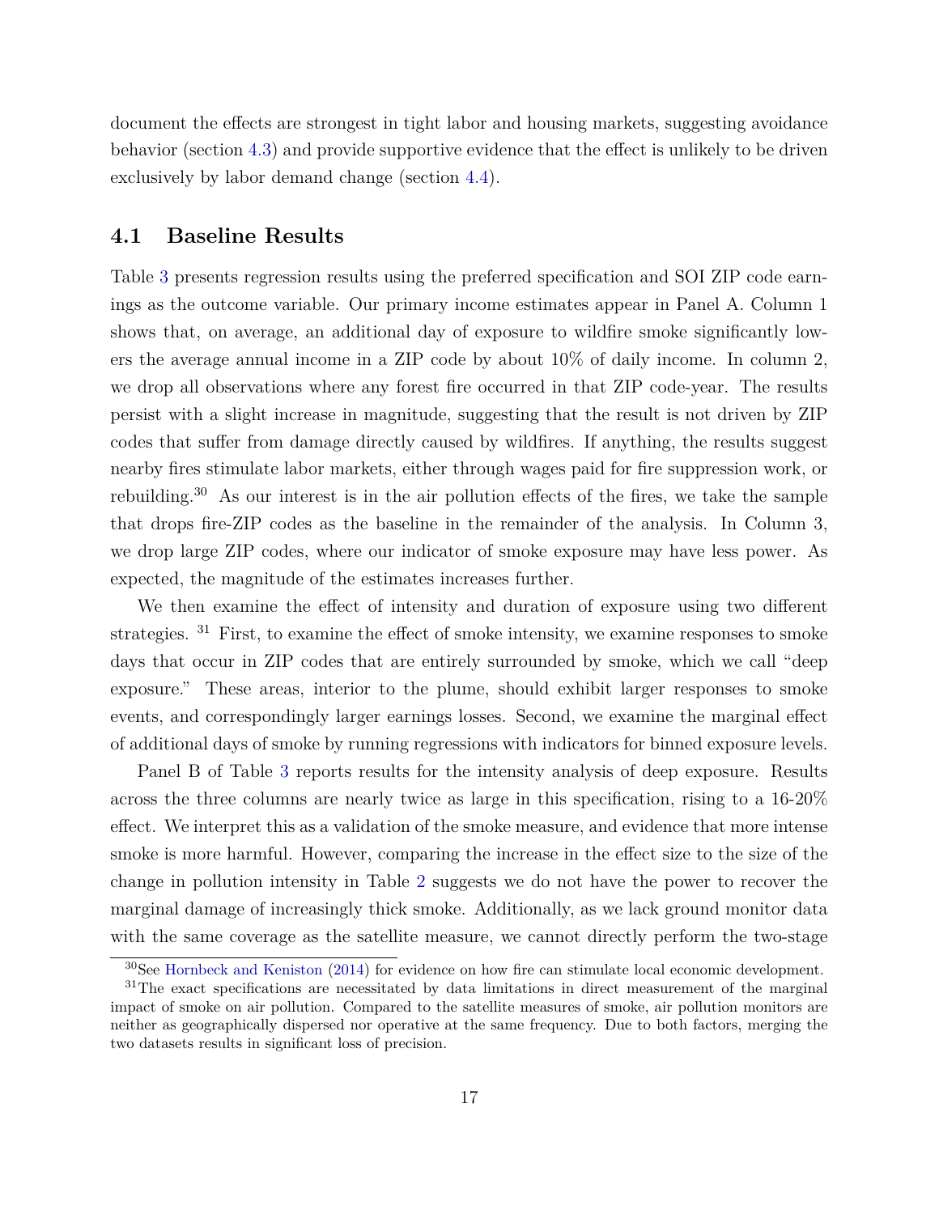document the effects are strongest in tight labor and housing markets, suggesting avoidance behavior (section 4.3) and provide supportive evidence that the effect is unlikely to be driven exclusively by labor demand change (section 4.4).

## 4.1 Baseline Results

Table 3 presents regression results using the preferred specification and SOI ZIP code earnings as the outcome variable. Our primary income estimates appear in Panel A. Column 1 shows that, on average, an additional day of exposure to wildfire smoke significantly lowers the average annual income in a ZIP code by about 10% of daily income. In column 2, we drop all observations where any forest fire occurred in that ZIP code-year. The results persist with a slight increase in magnitude, suggesting that the result is not driven by ZIP codes that suffer from damage directly caused by wildfires. If anything, the results suggest nearby fires stimulate labor markets, either through wages paid for fire suppression work, or rebuilding.[30] As our interest is in the air pollution effects of the fires, we take the sample that drops fire-ZIP codes as the baseline in the remainder of the analysis. In Column 3, we drop large ZIP codes, where our indicator of smoke exposure may have less power. As expected, the magnitude of the estimates increases further.

We then examine the effect of intensity and duration of exposure using two different strategies. [31] First, to examine the effect of smoke intensity, we examine responses to smoke days that occur in ZIP codes that are entirely surrounded by smoke, which we call "deep exposure." These areas, interior to the plume, should exhibit larger responses to smoke events, and correspondingly larger earnings losses. Second, we examine the marginal effect of additional days of smoke by running regressions with indicators for binned exposure levels.

Panel B of Table 3 reports results for the intensity analysis of deep exposure. Results across the three columns are nearly twice as large in this specification, rising to a 16-20% effect. We interpret this as a validation of the smoke measure, and evidence that more intense smoke is more harmful. However, comparing the increase in the effect size to the size of the change in pollution intensity in Table 2 suggests we do not have the power to recover the marginal damage of increasingly thick smoke. Additionally, as we lack ground monitor data with the same coverage as the satellite measure, we cannot directly perform the two-stage

[30] See Hornbeck and Keniston (2014) for evidence on how fire can stimulate local economic development.

[31] The exact specifications are necessitated by data limitations in direct measurement of the marginal impact of smoke on air pollution. Compared to the satellite measures of smoke, air pollution monitors are neither as geographically dispersed nor operative at the same frequency. Due to both factors, merging the two datasets results in significant loss of precision.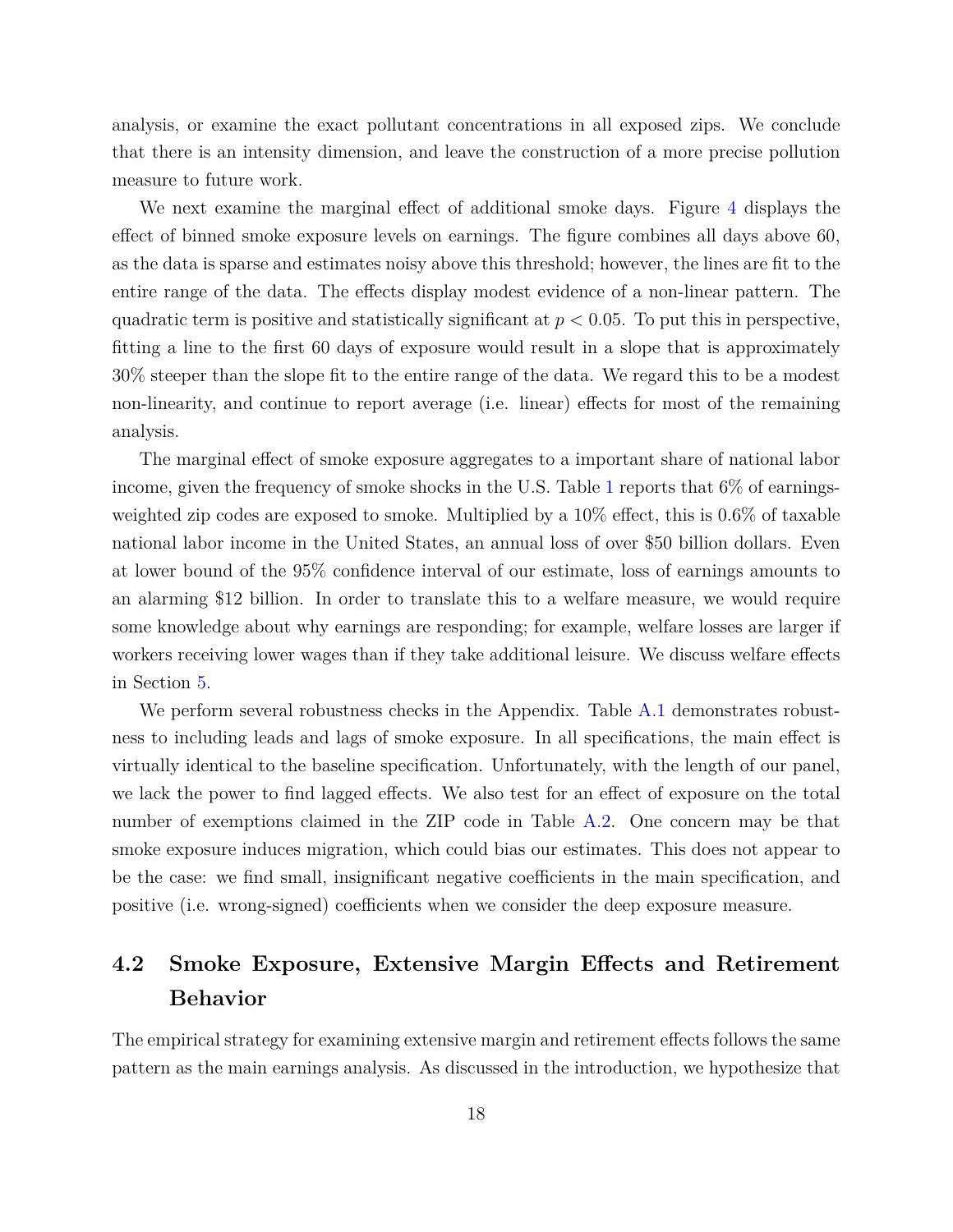analysis, or examine the exact pollutant concentrations in all exposed zips. We conclude that there is an intensity dimension, and leave the construction of a more precise pollution measure to future work.

We next examine the marginal effect of additional smoke days. Figure 4 displays the effect of binned smoke exposure levels on earnings. The figure combines all days above 60, as the data is sparse and estimates noisy above this threshold; however, the lines are fit to the entire range of the data. The effects display modest evidence of a non-linear pattern. The quadratic term is positive and statistically significant at $p < 0.05$. To put this in perspective, fitting a line to the first 60 days of exposure would result in a slope that is approximately 30% steeper than the slope fit to the entire range of the data. We regard this to be a modest non-linearity, and continue to report average (i.e. linear) effects for most of the remaining analysis.

The marginal effect of smoke exposure aggregates to a important share of national labor income, given the frequency of smoke shocks in the U.S. Table 1 reports that 6% of earnings-weighted zip codes are exposed to smoke. Multiplied by a 10% effect, this is 0.6% of taxable national labor income in the United States, an annual loss of over $50 billion dollars. Even at lower bound of the 95% confidence interval of our estimate, loss of earnings amounts to an alarming $12 billion. In order to translate this to a welfare measure, we would require some knowledge about why earnings are responding; for example, welfare losses are larger if workers receiving lower wages than if they take additional leisure. We discuss welfare effects in Section 5.

We perform several robustness checks in the Appendix. Table A.1 demonstrates robustness to including leads and lags of smoke exposure. In all specifications, the main effect is virtually identical to the baseline specification. Unfortunately, with the length of our panel, we lack the power to find lagged effects. We also test for an effect of exposure on the total number of exemptions claimed in the ZIP code in Table A.2. One concern may be that smoke exposure induces migration, which could bias our estimates. This does not appear to be the case: we find small, insignificant negative coefficients in the main specification, and positive (i.e. wrong-signed) coefficients when we consider the deep exposure measure.

## 4.2 Smoke Exposure, Extensive Margin Effects and Retirement Behavior

The empirical strategy for examining extensive margin and retirement effects follows the same pattern as the main earnings analysis. As discussed in the introduction, we hypothesize that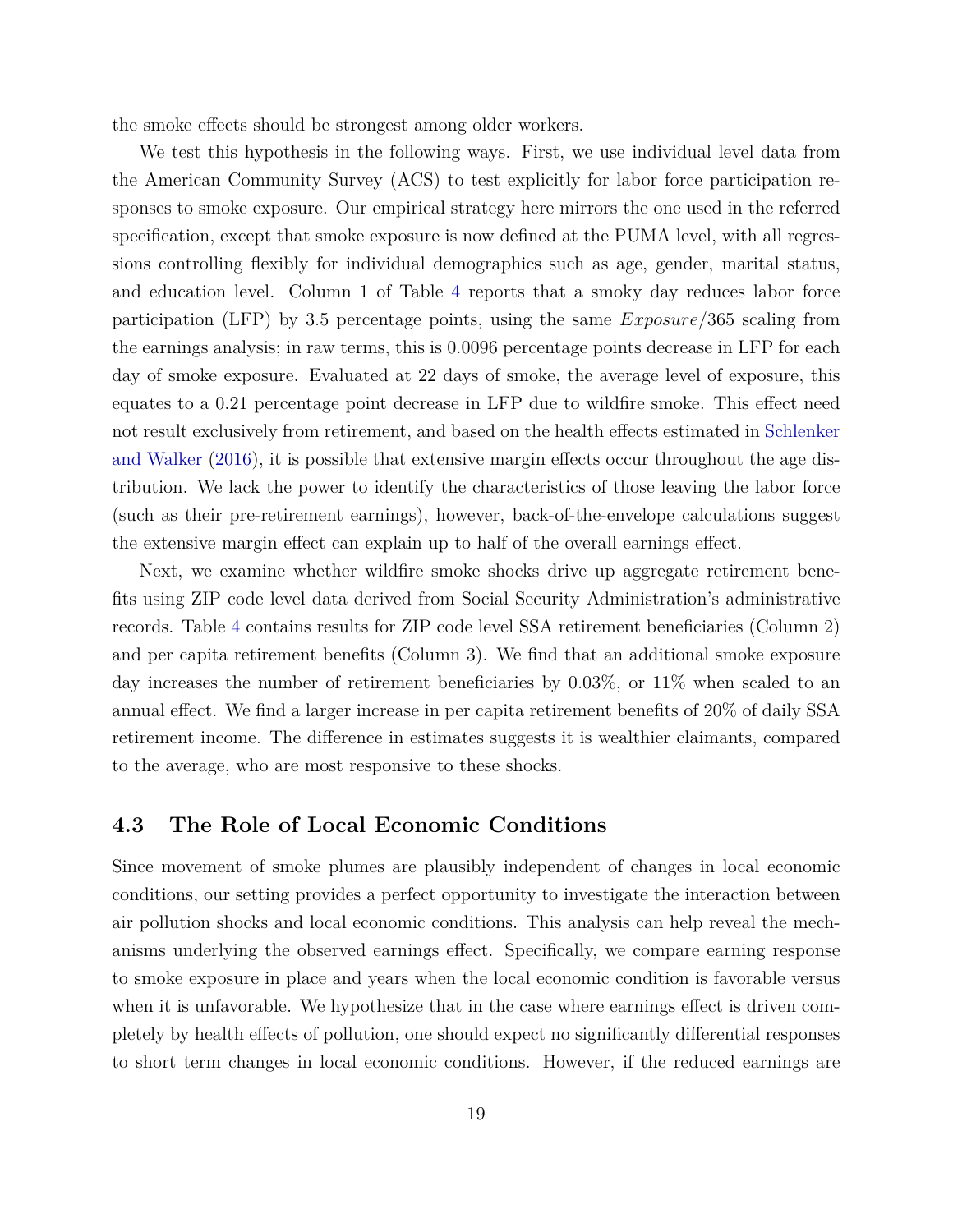the smoke effects should be strongest among older workers.

We test this hypothesis in the following ways. First, we use individual level data from the American Community Survey (ACS) to test explicitly for labor force participation responses to smoke exposure. Our empirical strategy here mirrors the one used in the referred specification, except that smoke exposure is now defined at the PUMA level, with all regressions controlling flexibly for individual demographics such as age, gender, marital status, and education level. Column 1 of Table 4 reports that a smoky day reduces labor force participation (LFP) by 3.5 percentage points, using the same $Exposure/365$ scaling from the earnings analysis; in raw terms, this is 0.0096 percentage points decrease in LFP for each day of smoke exposure. Evaluated at 22 days of smoke, the average level of exposure, this equates to a 0.21 percentage point decrease in LFP due to wildfire smoke. This effect need not result exclusively from retirement, and based on the health effects estimated in Schlenker and Walker (2016), it is possible that extensive margin effects occur throughout the age distribution. We lack the power to identify the characteristics of those leaving the labor force (such as their pre-retirement earnings), however, back-of-the-envelope calculations suggest the extensive margin effect can explain up to half of the overall earnings effect.

Next, we examine whether wildfire smoke shocks drive up aggregate retirement benefits using ZIP code level data derived from Social Security Administration's administrative records. Table 4 contains results for ZIP code level SSA retirement beneficiaries (Column 2) and per capita retirement benefits (Column 3). We find that an additional smoke exposure day increases the number of retirement beneficiaries by 0.03%, or 11% when scaled to an annual effect. We find a larger increase in per capita retirement benefits of 20% of daily SSA retirement income. The difference in estimates suggests it is wealthier claimants, compared to the average, who are most responsive to these shocks.

## 4.3 The Role of Local Economic Conditions

Since movement of smoke plumes are plausibly independent of changes in local economic conditions, our setting provides a perfect opportunity to investigate the interaction between air pollution shocks and local economic conditions. This analysis can help reveal the mechanisms underlying the observed earnings effect. Specifically, we compare earning response to smoke exposure in place and years when the local economic condition is favorable versus when it is unfavorable. We hypothesize that in the case where earnings effect is driven completely by health effects of pollution, one should expect no significantly differential responses to short term changes in local economic conditions. However, if the reduced earnings are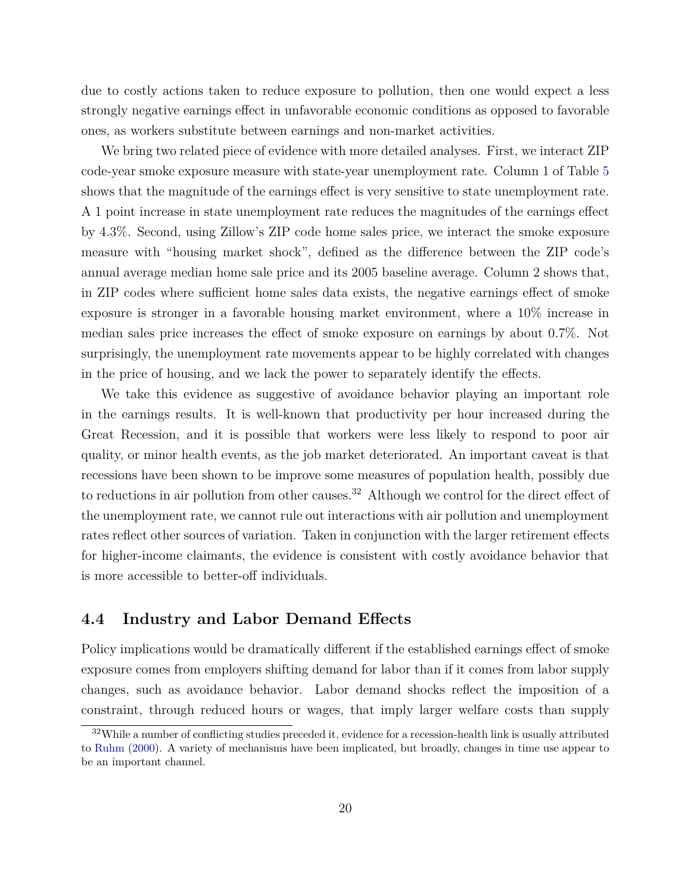due to costly actions taken to reduce exposure to pollution, then one would expect a less strongly negative earnings effect in unfavorable economic conditions as opposed to favorable ones, as workers substitute between earnings and non-market activities.

We bring two related piece of evidence with more detailed analyses. First, we interact ZIP code-year smoke exposure measure with state-year unemployment rate. Column 1 of Table 5 shows that the magnitude of the earnings effect is very sensitive to state unemployment rate. A 1 point increase in state unemployment rate reduces the magnitudes of the earnings effect by 4.3%. Second, using Zillow's ZIP code home sales price, we interact the smoke exposure measure with "housing market shock", defined as the difference between the ZIP code's annual average median home sale price and its 2005 baseline average. Column 2 shows that, in ZIP codes where sufficient home sales data exists, the negative earnings effect of smoke exposure is stronger in a favorable housing market environment, where a 10% increase in median sales price increases the effect of smoke exposure on earnings by about 0.7%. Not surprisingly, the unemployment rate movements appear to be highly correlated with changes in the price of housing, and we lack the power to separately identify the effects.

We take this evidence as suggestive of avoidance behavior playing an important role in the earnings results. It is well-known that productivity per hour increased during the Great Recession, and it is possible that workers were less likely to respond to poor air quality, or minor health events, as the job market deteriorated. An important caveat is that recessions have been shown to be improve some measures of population health, possibly due to reductions in air pollution from other causes.[32] Although we control for the direct effect of the unemployment rate, we cannot rule out interactions with air pollution and unemployment rates reflect other sources of variation. Taken in conjunction with the larger retirement effects for higher-income claimants, the evidence is consistent with costly avoidance behavior that is more accessible to better-off individuals.

## 4.4 Industry and Labor Demand Effects

Policy implications would be dramatically different if the established earnings effect of smoke exposure comes from employers shifting demand for labor than if it comes from labor supply changes, such as avoidance behavior. Labor demand shocks reflect the imposition of a constraint, through reduced hours or wages, that imply larger welfare costs than supply

[32] While a number of conflicting studies preceded it, evidence for a recession-health link is usually attributed to Ruhm (2000). A variety of mechanisms have been implicated, but broadly, changes in time use appear to be an important channel.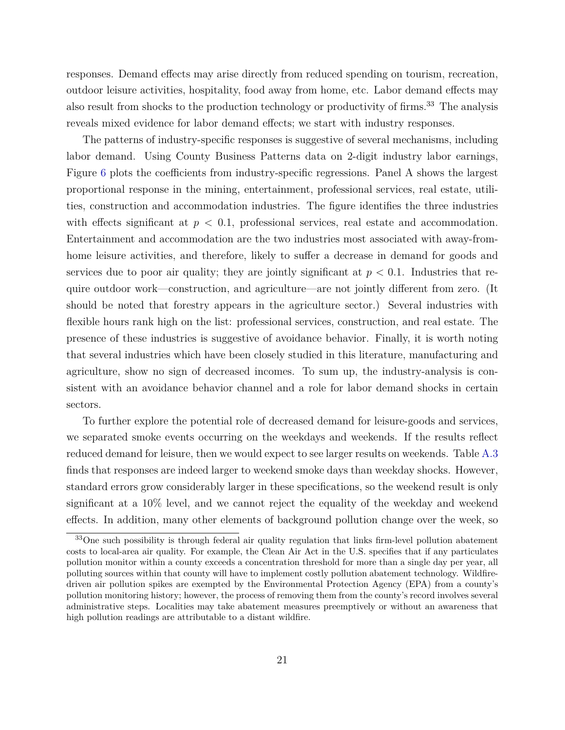responses. Demand effects may arise directly from reduced spending on tourism, recreation, outdoor leisure activities, hospitality, food away from home, etc. Labor demand effects may also result from shocks to the production technology or productivity of firms.[33] The analysis reveals mixed evidence for labor demand effects; we start with industry responses.

The patterns of industry-specific responses is suggestive of several mechanisms, including labor demand. Using County Business Patterns data on 2-digit industry labor earnings, Figure 6 plots the coefficients from industry-specific regressions. Panel A shows the largest proportional response in the mining, entertainment, professional services, real estate, utilities, construction and accommodation industries. The figure identifies the three industries with effects significant at $p < 0.1$, professional services, real estate and accommodation. Entertainment and accommodation are the two industries most associated with away-from-home leisure activities, and therefore, likely to suffer a decrease in demand for goods and services due to poor air quality; they are jointly significant at $p < 0.1$. Industries that require outdoor work—construction, and agriculture—are not jointly different from zero. (It should be noted that forestry appears in the agriculture sector.) Several industries with flexible hours rank high on the list: professional services, construction, and real estate. The presence of these industries is suggestive of avoidance behavior. Finally, it is worth noting that several industries which have been closely studied in this literature, manufacturing and agriculture, show no sign of decreased incomes. To sum up, the industry-analysis is consistent with an avoidance behavior channel and a role for labor demand shocks in certain sectors.

To further explore the potential role of decreased demand for leisure-goods and services, we separated smoke events occurring on the weekdays and weekends. If the results reflect reduced demand for leisure, then we would expect to see larger results on weekends. Table A.3 finds that responses are indeed larger to weekend smoke days than weekday shocks. However, standard errors grow considerably larger in these specifications, so the weekend result is only significant at a 10% level, and we cannot reject the equality of the weekday and weekend effects. In addition, many other elements of background pollution change over the week, so

[33] One such possibility is through federal air quality regulation that links firm-level pollution abatement costs to local-area air quality. For example, the Clean Air Act in the U.S. specifies that if any particulates pollution monitor within a county exceeds a concentration threshold for more than a single day per year, all polluting sources within that county will have to implement costly pollution abatement technology. Wildfire-driven air pollution spikes are exempted by the Environmental Protection Agency (EPA) from a county's pollution monitoring history; however, the process of removing them from the county's record involves several administrative steps. Localities may take abatement measures preemptively or without an awareness that high pollution readings are attributable to a distant wildfire.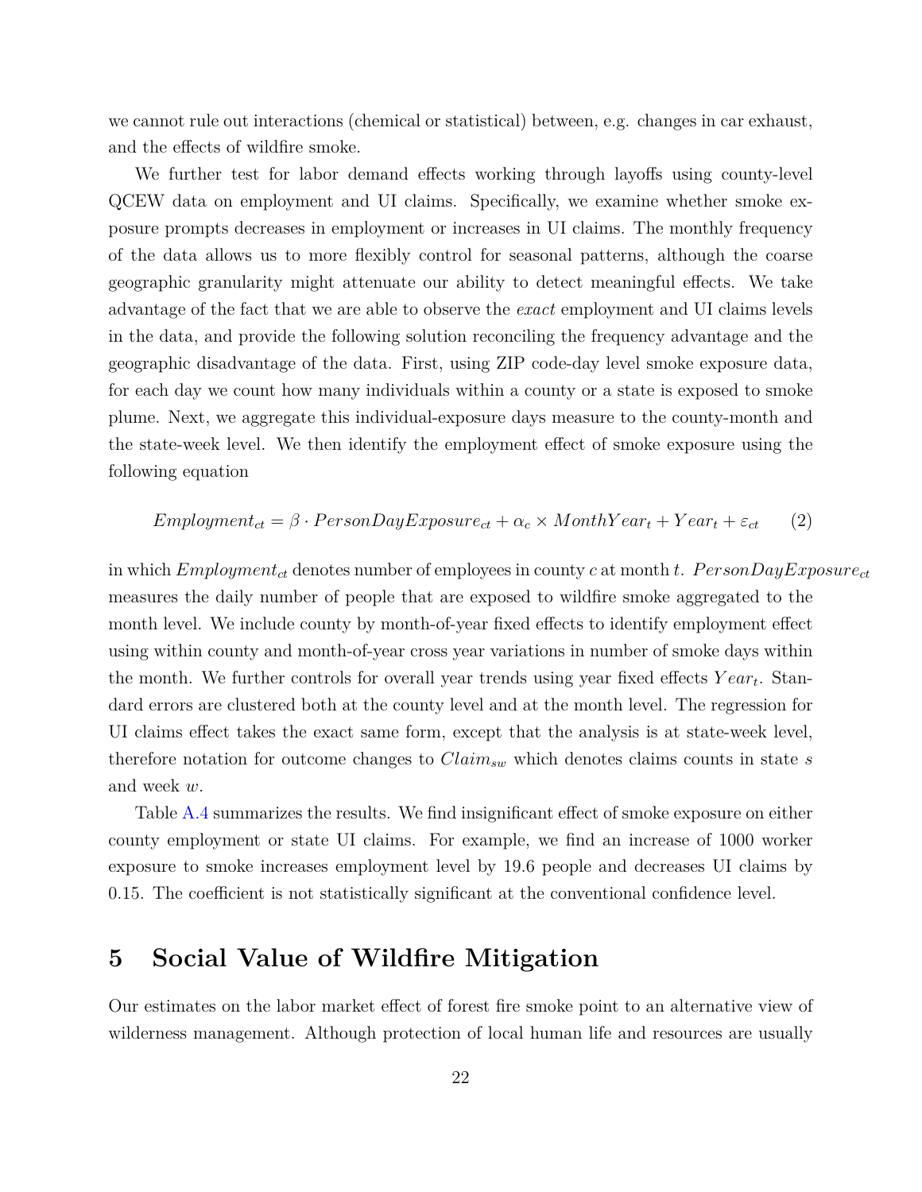we cannot rule out interactions (chemical or statistical) between, e.g. changes in car exhaust, and the effects of wildfire smoke.

We further test for labor demand effects working through layoffs using county-level QCEW data on employment and UI claims. Specifically, we examine whether smoke exposure prompts decreases in employment or increases in UI claims. The monthly frequency of the data allows us to more flexibly control for seasonal patterns, although the coarse geographic granularity might attenuate our ability to detect meaningful effects. We take advantage of the fact that we are able to observe the *exact* employment and UI claims levels in the data, and provide the following solution reconciling the frequency advantage and the geographic disadvantage of the data. First, using ZIP code-day level smoke exposure data, for each day we count how many individuals within a county or a state is exposed to smoke plume. Next, we aggregate this individual-exposure days measure to the county-month and the state-week level. We then identify the employment effect of smoke exposure using the following equation

$$Employment_{ct} = \beta \cdot PersonDayExposure_{ct} + \alpha_c \times MonthYear_t + Year_t + \varepsilon_{ct} \qquad (2)$$

in which $Employment_{ct}$ denotes number of employees in county $c$ at month $t$. $PersonDayExposure_{ct}$ measures the daily number of people that are exposed to wildfire smoke aggregated to the month level. We include county by month-of-year fixed effects to identify employment effect using within county and month-of-year cross year variations in number of smoke days within the month. We further controls for overall year trends using year fixed effects $Year_t$. Standard errors are clustered both at the county level and at the month level. The regression for UI claims effect takes the exact same form, except that the analysis is at state-week level, therefore notation for outcome changes to $Claim_{sw}$ which denotes claims counts in state $s$ and week $w$.

Table A.4 summarizes the results. We find insignificant effect of smoke exposure on either county employment or state UI claims. For example, we find an increase of 1000 worker exposure to smoke increases employment level by 19.6 people and decreases UI claims by 0.15. The coefficient is not statistically significant at the conventional confidence level.

# 5 Social Value of Wildfire Mitigation

Our estimates on the labor market effect of forest fire smoke point to an alternative view of wilderness management. Although protection of local human life and resources are usually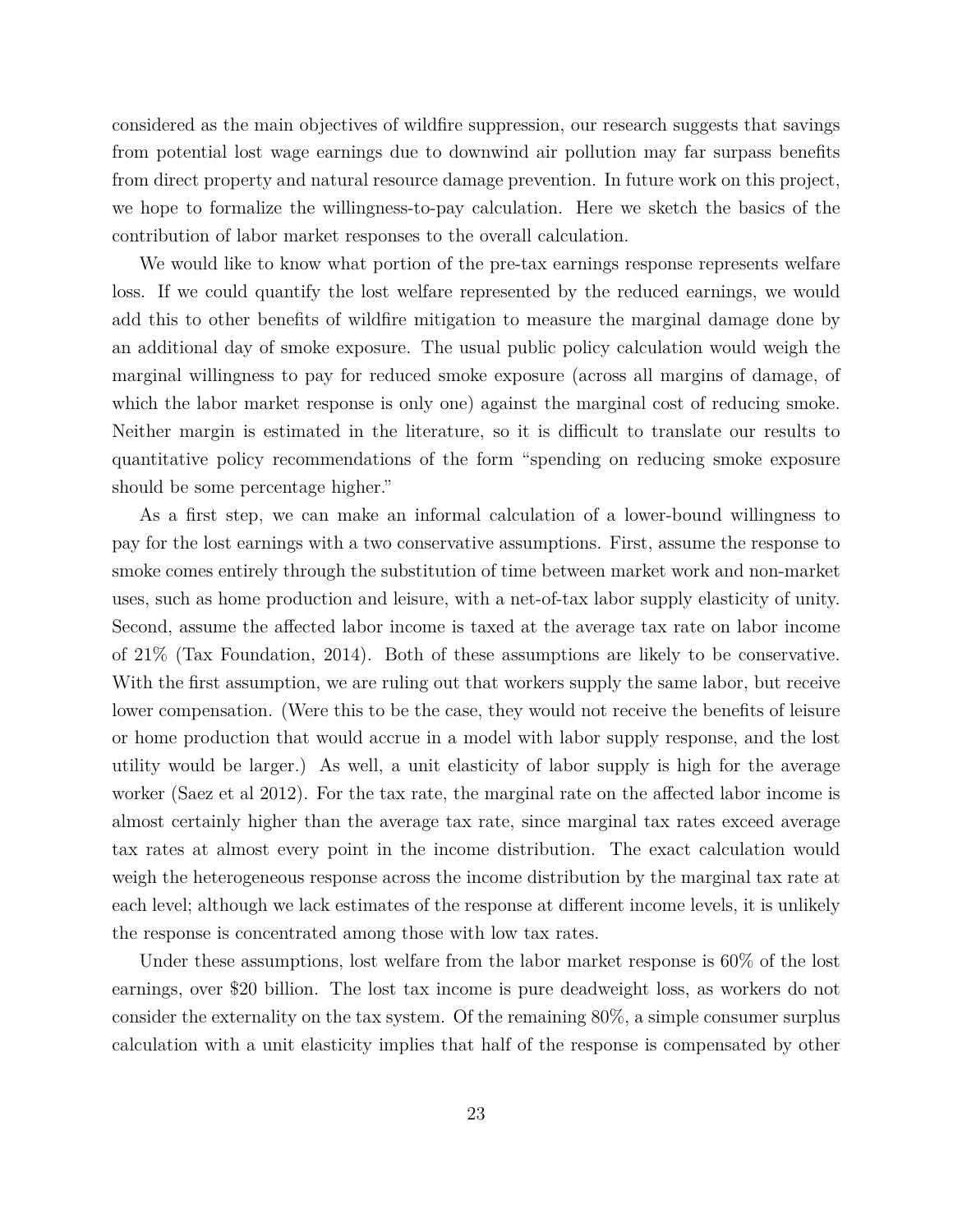considered as the main objectives of wildfire suppression, our research suggests that savings from potential lost wage earnings due to downwind air pollution may far surpass benefits from direct property and natural resource damage prevention. In future work on this project, we hope to formalize the willingness-to-pay calculation. Here we sketch the basics of the contribution of labor market responses to the overall calculation.

We would like to know what portion of the pre-tax earnings response represents welfare loss. If we could quantify the lost welfare represented by the reduced earnings, we would add this to other benefits of wildfire mitigation to measure the marginal damage done by an additional day of smoke exposure. The usual public policy calculation would weigh the marginal willingness to pay for reduced smoke exposure (across all margins of damage, of which the labor market response is only one) against the marginal cost of reducing smoke. Neither margin is estimated in the literature, so it is difficult to translate our results to quantitative policy recommendations of the form "spending on reducing smoke exposure should be some percentage higher."

As a first step, we can make an informal calculation of a lower-bound willingness to pay for the lost earnings with a two conservative assumptions. First, assume the response to smoke comes entirely through the substitution of time between market work and non-market uses, such as home production and leisure, with a net-of-tax labor supply elasticity of unity. Second, assume the affected labor income is taxed at the average tax rate on labor income of 21% (Tax Foundation, 2014). Both of these assumptions are likely to be conservative. With the first assumption, we are ruling out that workers supply the same labor, but receive lower compensation. (Were this to be the case, they would not receive the benefits of leisure or home production that would accrue in a model with labor supply response, and the lost utility would be larger.) As well, a unit elasticity of labor supply is high for the average worker (Saez et al 2012). For the tax rate, the marginal rate on the affected labor income is almost certainly higher than the average tax rate, since marginal tax rates exceed average tax rates at almost every point in the income distribution. The exact calculation would weigh the heterogeneous response across the income distribution by the marginal tax rate at each level; although we lack estimates of the response at different income levels, it is unlikely the response is concentrated among those with low tax rates.

Under these assumptions, lost welfare from the labor market response is 60% of the lost earnings, over \$20 billion. The lost tax income is pure deadweight loss, as workers do not consider the externality on the tax system. Of the remaining 80%, a simple consumer surplus calculation with a unit elasticity implies that half of the response is compensated by other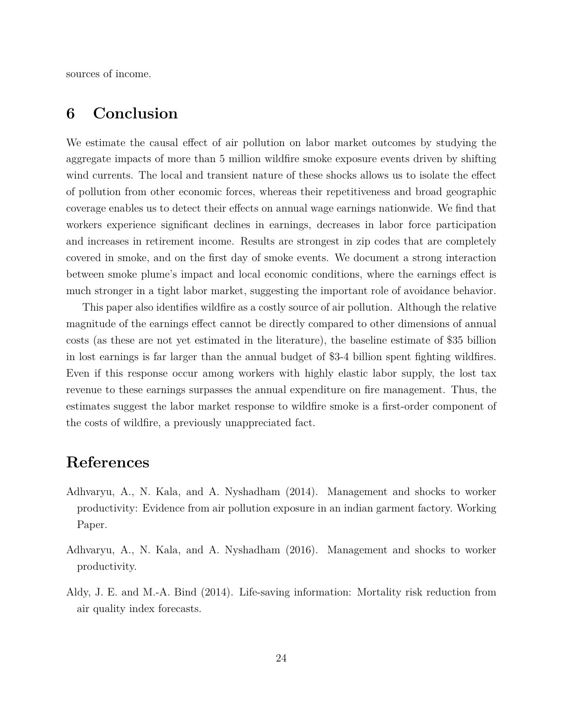sources of income.

# 6 Conclusion

We estimate the causal effect of air pollution on labor market outcomes by studying the aggregate impacts of more than 5 million wildfire smoke exposure events driven by shifting wind currents. The local and transient nature of these shocks allows us to isolate the effect of pollution from other economic forces, whereas their repetitiveness and broad geographic coverage enables us to detect their effects on annual wage earnings nationwide. We find that workers experience significant declines in earnings, decreases in labor force participation and increases in retirement income. Results are strongest in zip codes that are completely covered in smoke, and on the first day of smoke events. We document a strong interaction between smoke plume's impact and local economic conditions, where the earnings effect is much stronger in a tight labor market, suggesting the important role of avoidance behavior.

This paper also identifies wildfire as a costly source of air pollution. Although the relative magnitude of the earnings effect cannot be directly compared to other dimensions of annual costs (as these are not yet estimated in the literature), the baseline estimate of $35 billion in lost earnings is far larger than the annual budget of $3-4 billion spent fighting wildfires. Even if this response occur among workers with highly elastic labor supply, the lost tax revenue to these earnings surpasses the annual expenditure on fire management. Thus, the estimates suggest the labor market response to wildfire smoke is a first-order component of the costs of wildfire, a previously unappreciated fact.

# References

Adhvaryu, A., N. Kala, and A. Nyshadham (2014). Management and shocks to worker productivity: Evidence from air pollution exposure in an indian garment factory. Working Paper.

Adhvaryu, A., N. Kala, and A. Nyshadham (2016). Management and shocks to worker productivity.

Aldy, J. E. and M.-A. Bind (2014). Life-saving information: Mortality risk reduction from air quality index forecasts.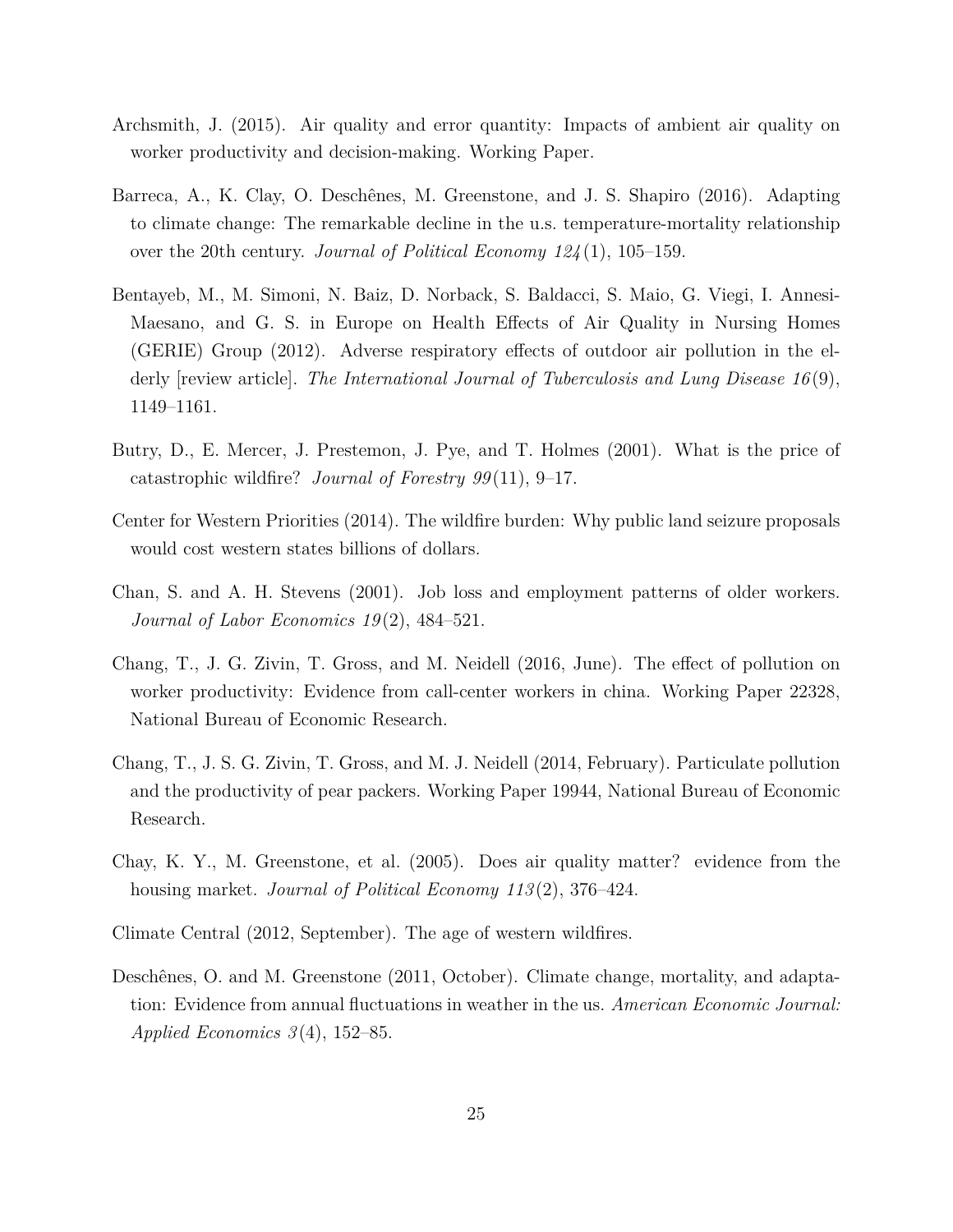Archsmith, J. (2015). Air quality and error quantity: Impacts of ambient air quality on worker productivity and decision-making. Working Paper.

Barreca, A., K. Clay, O. Deschênes, M. Greenstone, and J. S. Shapiro (2016). Adapting to climate change: The remarkable decline in the u.s. temperature-mortality relationship over the 20th century. *Journal of Political Economy 124*(1), 105–159.

Bentayeb, M., M. Simoni, N. Baiz, D. Norback, S. Baldacci, S. Maio, G. Viegi, I. Annesi-Maesano, and G. S. in Europe on Health Effects of Air Quality in Nursing Homes (GERIE) Group (2012). Adverse respiratory effects of outdoor air pollution in the elderly [review article]. *The International Journal of Tuberculosis and Lung Disease 16*(9), 1149–1161.

Butry, D., E. Mercer, J. Prestemon, J. Pye, and T. Holmes (2001). What is the price of catastrophic wildfire? *Journal of Forestry 99*(11), 9–17.

Center for Western Priorities (2014). The wildfire burden: Why public land seizure proposals would cost western states billions of dollars.

Chan, S. and A. H. Stevens (2001). Job loss and employment patterns of older workers. *Journal of Labor Economics 19*(2), 484–521.

Chang, T., J. G. Zivin, T. Gross, and M. Neidell (2016, June). The effect of pollution on worker productivity: Evidence from call-center workers in china. Working Paper 22328, National Bureau of Economic Research.

Chang, T., J. S. G. Zivin, T. Gross, and M. J. Neidell (2014, February). Particulate pollution and the productivity of pear packers. Working Paper 19944, National Bureau of Economic Research.

Chay, K. Y., M. Greenstone, et al. (2005). Does air quality matter? evidence from the housing market. *Journal of Political Economy 113*(2), 376–424.

Climate Central (2012, September). The age of western wildfires.

Deschênes, O. and M. Greenstone (2011, October). Climate change, mortality, and adaptation: Evidence from annual fluctuations in weather in the us. *American Economic Journal: Applied Economics 3*(4), 152–85.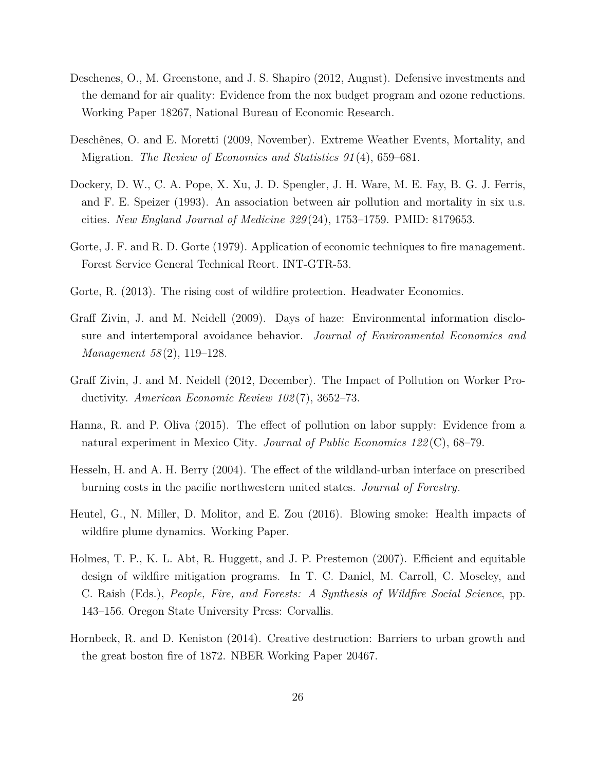Deschenes, O., M. Greenstone, and J. S. Shapiro (2012, August). Defensive investments and the demand for air quality: Evidence from the nox budget program and ozone reductions. Working Paper 18267, National Bureau of Economic Research.

Deschênes, O. and E. Moretti (2009, November). Extreme Weather Events, Mortality, and Migration. *The Review of Economics and Statistics 91*(4), 659–681.

Dockery, D. W., C. A. Pope, X. Xu, J. D. Spengler, J. H. Ware, M. E. Fay, B. G. J. Ferris, and F. E. Speizer (1993). An association between air pollution and mortality in six u.s. cities. *New England Journal of Medicine 329*(24), 1753–1759. PMID: 8179653.

Gorte, J. F. and R. D. Gorte (1979). Application of economic techniques to fire management. Forest Service General Technical Reort. INT-GTR-53.

Gorte, R. (2013). The rising cost of wildfire protection. Headwater Economics.

Graff Zivin, J. and M. Neidell (2009). Days of haze: Environmental information disclosure and intertemporal avoidance behavior. *Journal of Environmental Economics and Management 58*(2), 119–128.

Graff Zivin, J. and M. Neidell (2012, December). The Impact of Pollution on Worker Productivity. *American Economic Review 102*(7), 3652–73.

Hanna, R. and P. Oliva (2015). The effect of pollution on labor supply: Evidence from a natural experiment in Mexico City. *Journal of Public Economics 122*(C), 68–79.

Hesseln, H. and A. H. Berry (2004). The effect of the wildland-urban interface on prescribed burning costs in the pacific northwestern united states. *Journal of Forestry*.

Heutel, G., N. Miller, D. Molitor, and E. Zou (2016). Blowing smoke: Health impacts of wildfire plume dynamics. Working Paper.

Holmes, T. P., K. L. Abt, R. Huggett, and J. P. Prestemon (2007). Efficient and equitable design of wildfire mitigation programs. In T. C. Daniel, M. Carroll, C. Moseley, and C. Raish (Eds.), *People, Fire, and Forests: A Synthesis of Wildfire Social Science*, pp. 143–156. Oregon State University Press: Corvallis.

Hornbeck, R. and D. Keniston (2014). Creative destruction: Barriers to urban growth and the great boston fire of 1872. NBER Working Paper 20467.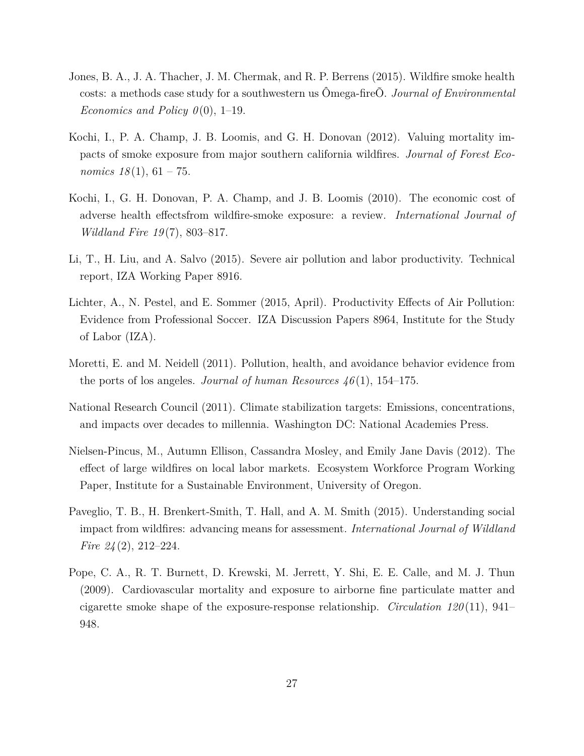Jones, B. A., J. A. Thacher, J. M. Chermak, and R. P. Berrens (2015). Wildfire smoke health costs: a methods case study for a southwestern us Ômega-fireÕ. *Journal of Environmental Economics and Policy 0*(0), 1–19.

Kochi, I., P. A. Champ, J. B. Loomis, and G. H. Donovan (2012). Valuing mortality impacts of smoke exposure from major southern california wildfires. *Journal of Forest Economics 18*(1), 61 – 75.

Kochi, I., G. H. Donovan, P. A. Champ, and J. B. Loomis (2010). The economic cost of adverse health effectsfrom wildfire-smoke exposure: a review. *International Journal of Wildland Fire 19*(7), 803–817.

Li, T., H. Liu, and A. Salvo (2015). Severe air pollution and labor productivity. Technical report, IZA Working Paper 8916.

Lichter, A., N. Pestel, and E. Sommer (2015, April). Productivity Effects of Air Pollution: Evidence from Professional Soccer. IZA Discussion Papers 8964, Institute for the Study of Labor (IZA).

Moretti, E. and M. Neidell (2011). Pollution, health, and avoidance behavior evidence from the ports of los angeles. *Journal of human Resources 46*(1), 154–175.

National Research Council (2011). Climate stabilization targets: Emissions, concentrations, and impacts over decades to millennia. Washington DC: National Academies Press.

Nielsen-Pincus, M., Autumn Ellison, Cassandra Mosley, and Emily Jane Davis (2012). The effect of large wildfires on local labor markets. Ecosystem Workforce Program Working Paper, Institute for a Sustainable Environment, University of Oregon.

Paveglio, T. B., H. Brenkert-Smith, T. Hall, and A. M. Smith (2015). Understanding social impact from wildfires: advancing means for assessment. *International Journal of Wildland Fire 24*(2), 212–224.

Pope, C. A., R. T. Burnett, D. Krewski, M. Jerrett, Y. Shi, E. E. Calle, and M. J. Thun (2009). Cardiovascular mortality and exposure to airborne fine particulate matter and cigarette smoke shape of the exposure-response relationship. *Circulation 120*(11), 941–948.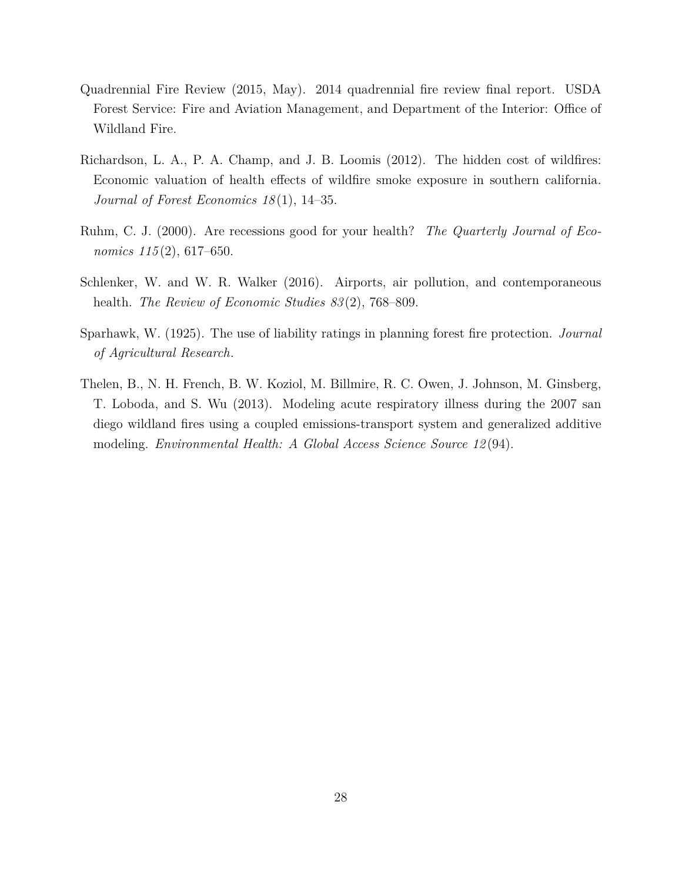Quadrennial Fire Review (2015, May). 2014 quadrennial fire review final report. USDA Forest Service: Fire and Aviation Management, and Department of the Interior: Office of Wildland Fire.

Richardson, L. A., P. A. Champ, and J. B. Loomis (2012). The hidden cost of wildfires: Economic valuation of health effects of wildfire smoke exposure in southern california. *Journal of Forest Economics 18*(1), 14–35.

Ruhm, C. J. (2000). Are recessions good for your health? *The Quarterly Journal of Economics 115*(2), 617–650.

Schlenker, W. and W. R. Walker (2016). Airports, air pollution, and contemporaneous health. *The Review of Economic Studies 83*(2), 768–809.

Sparhawk, W. (1925). The use of liability ratings in planning forest fire protection. *Journal of Agricultural Research*.

Thelen, B., N. H. French, B. W. Koziol, M. Billmire, R. C. Owen, J. Johnson, M. Ginsberg, T. Loboda, and S. Wu (2013). Modeling acute respiratory illness during the 2007 san diego wildland fires using a coupled emissions-transport system and generalized additive modeling. *Environmental Health: A Global Access Science Source 12*(94).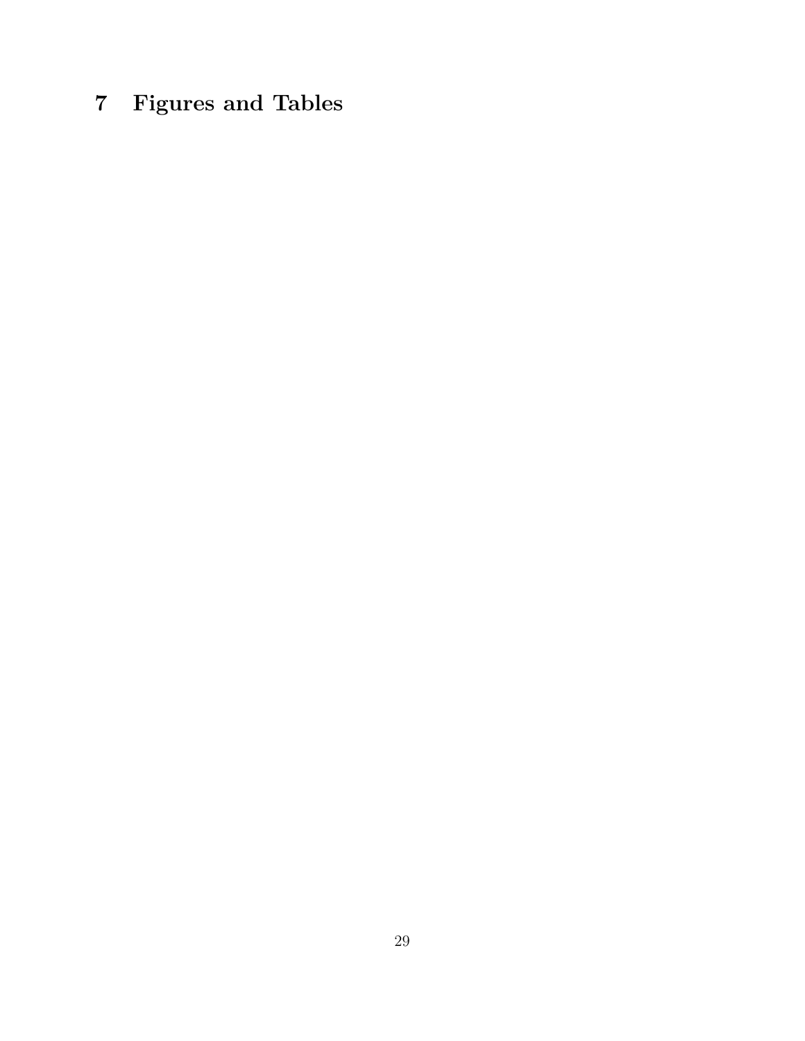# 7 Figures and Tables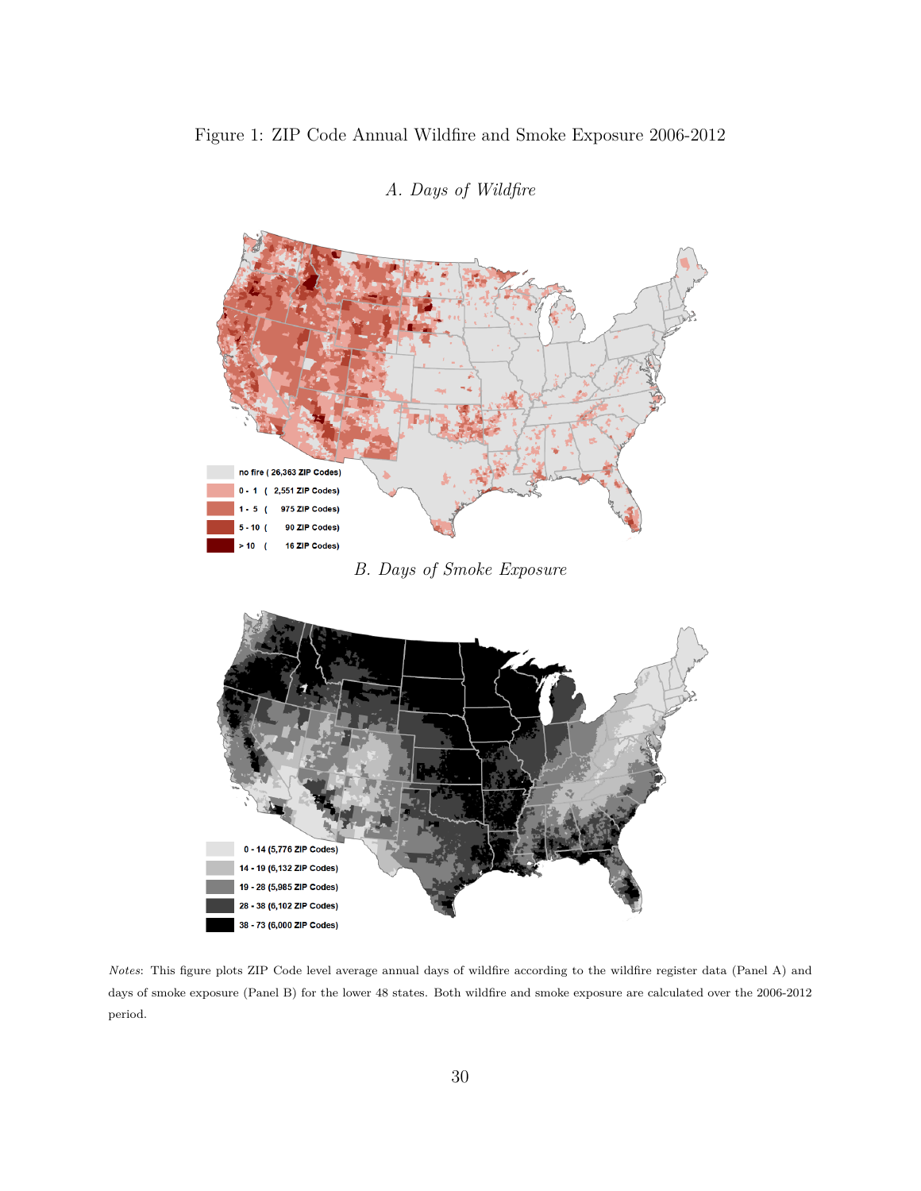Figure 1: ZIP Code Annual Wildfire and Smoke Exposure 2006-2012

*A. Days of Wildfire*

| Days of wildfire | ZIP Codes |
|---|---|
| no fire | 26,363 ZIP Codes |
| 0 - 1 | 2,551 ZIP Codes |
| 1 - 5 | 975 ZIP Codes |
| 5 - 10 | 90 ZIP Codes |
| > 10 | 16 ZIP Codes |

*B. Days of Smoke Exposure*

| Days of smoke exposure | ZIP Codes |
|---|---|
| 0 - 14 | 5,776 ZIP Codes |
| 14 - 19 | 6,132 ZIP Codes |
| 19 - 28 | 5,985 ZIP Codes |
| 28 - 38 | 6,102 ZIP Codes |
| 38 - 73 | 6,000 ZIP Codes |

*Notes*: This figure plots ZIP Code level average annual days of wildfire according to the wildfire register data (Panel A) and days of smoke exposure (Panel B) for the lower 48 states. Both wildfire and smoke exposure are calculated over the 2006-2012 period.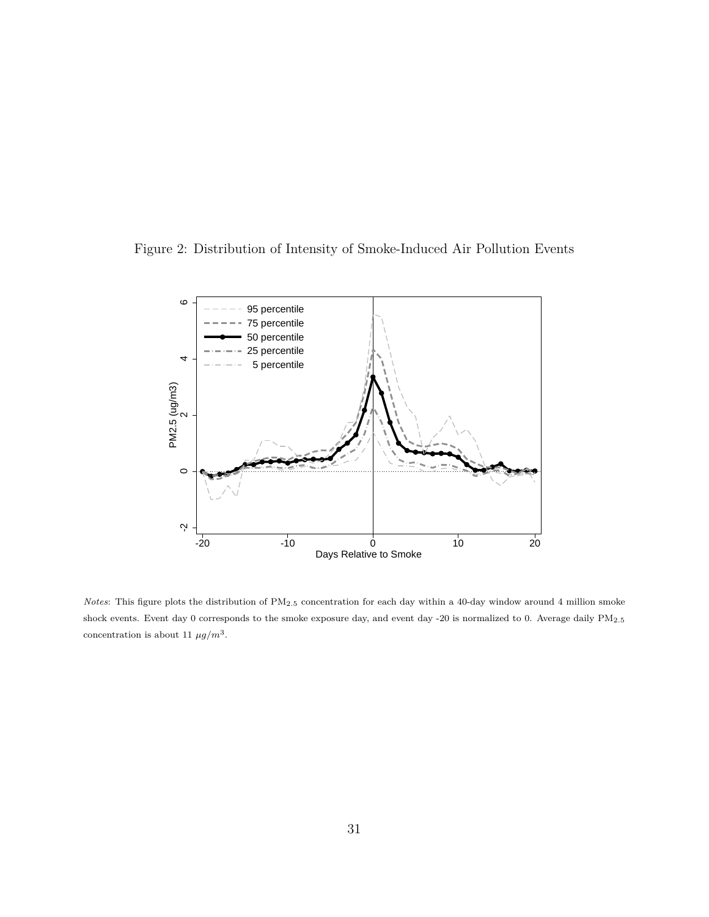Figure 2: Distribution of Intensity of Smoke-Induced Air Pollution Events

*Notes*: This figure plots the distribution of $PM_{2.5}$ concentration for each day within a 40-day window around 4 million smoke shock events. Event day 0 corresponds to the smoke exposure day, and event day -20 is normalized to 0. Average daily $PM_{2.5}$ concentration is about 11 $\mu g/m^3$.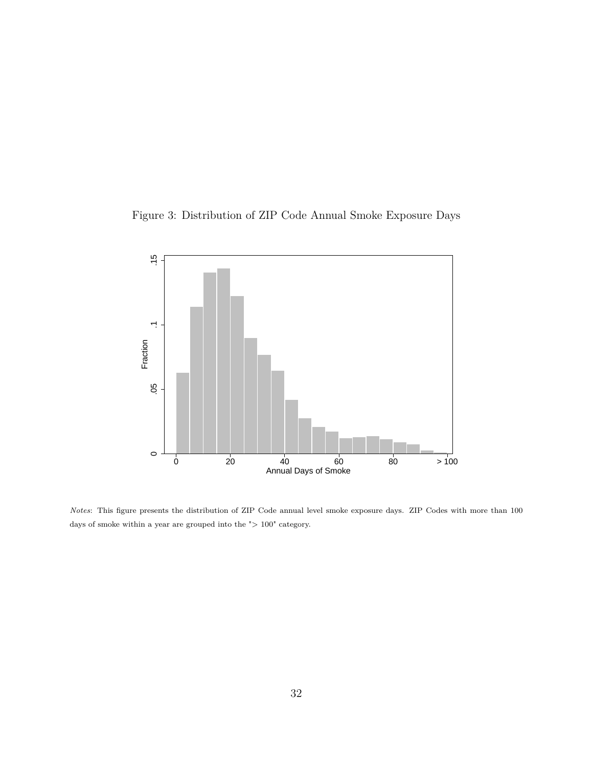Figure 3: Distribution of ZIP Code Annual Smoke Exposure Days

*Notes*: This figure presents the distribution of ZIP Code annual level smoke exposure days. ZIP Codes with more than 100 days of smoke within a year are grouped into the "> 100" category.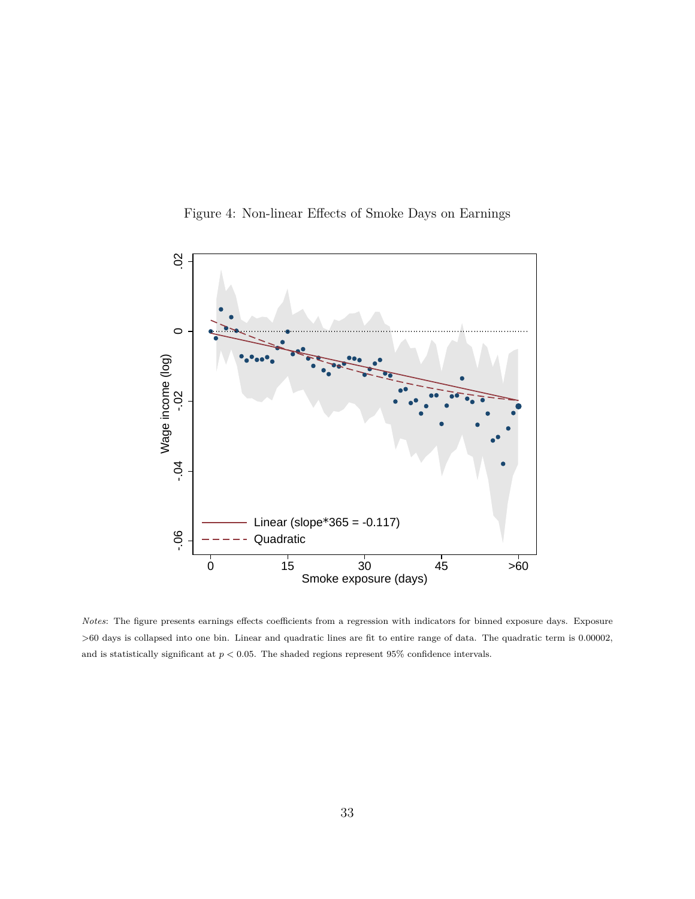Figure 4: Non-linear Effects of Smoke Days on Earnings

*Notes*: The figure presents earnings effects coefficients from a regression with indicators for binned exposure days. Exposure >60 days is collapsed into one bin. Linear and quadratic lines are fit to entire range of data. The quadratic term is 0.00002, and is statistically significant at $p < 0.05$. The shaded regions represent 95% confidence intervals.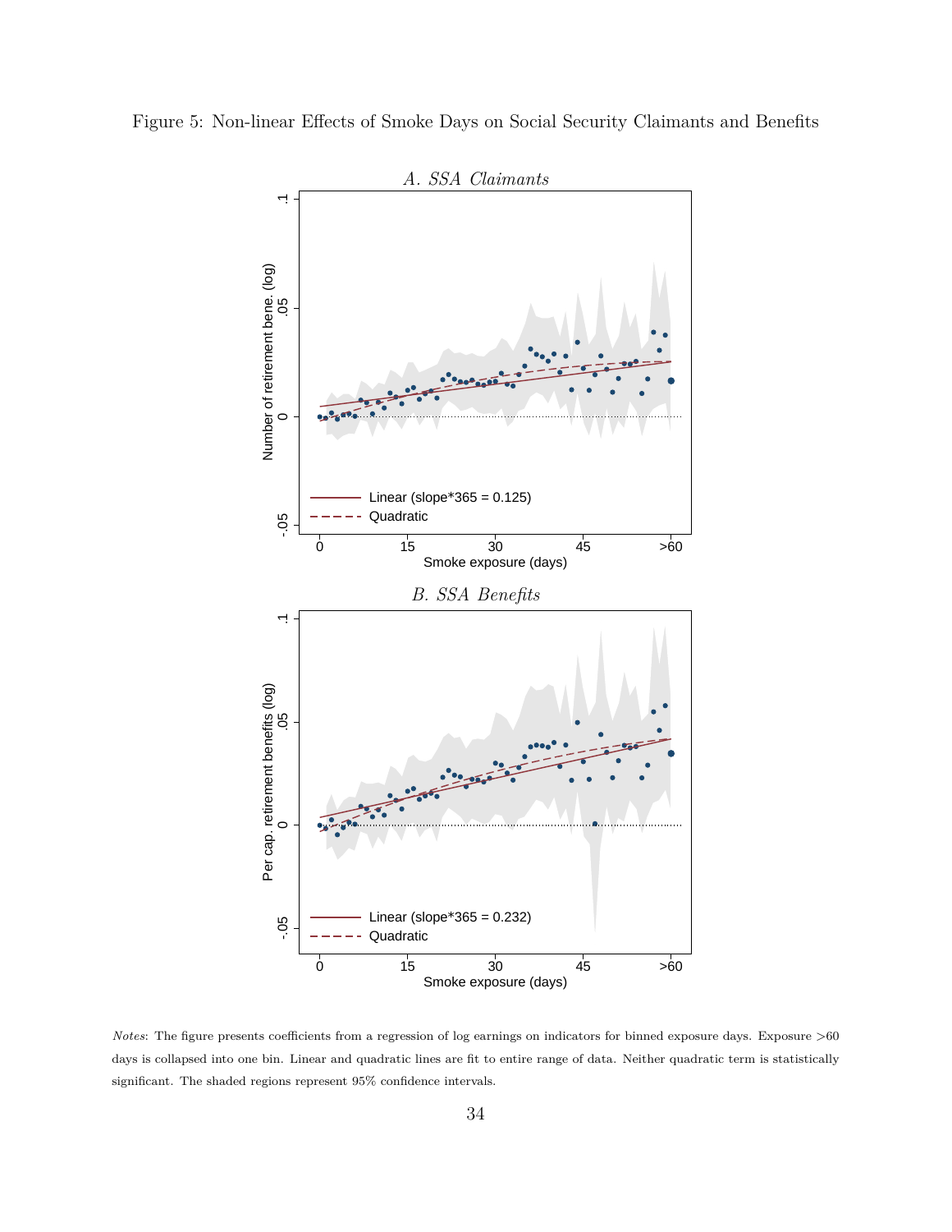Figure 5: Non-linear Effects of Smoke Days on Social Security Claimants and Benefits

*A. SSA Claimants*

*B. SSA Benefits*

*Notes*: The figure presents coefficients from a regression of log earnings on indicators for binned exposure days. Exposure >60 days is collapsed into one bin. Linear and quadratic lines are fit to entire range of data. Neither quadratic term is statistically significant. The shaded regions represent 95% confidence intervals.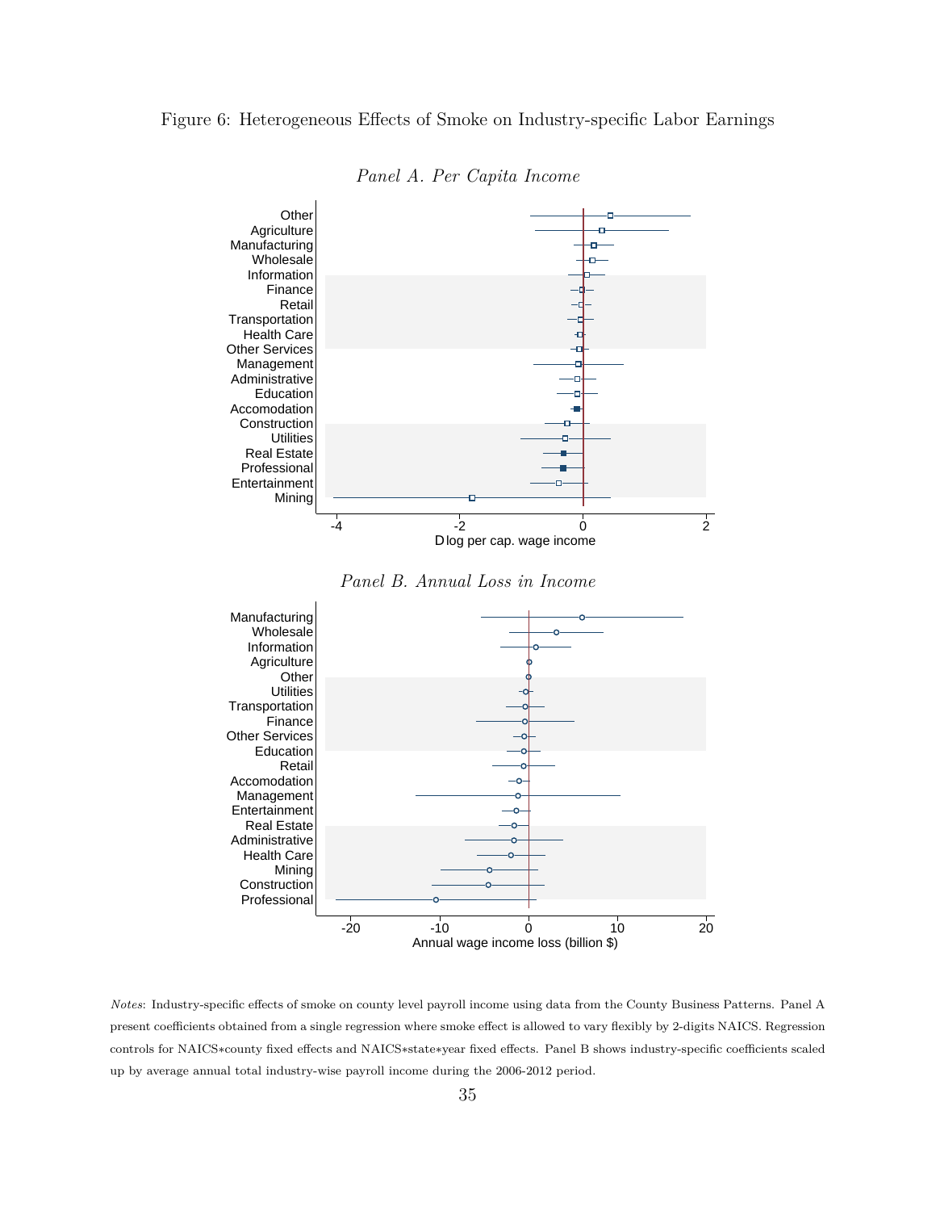Figure 6: Heterogeneous Effects of Smoke on Industry-specific Labor Earnings

*Panel A. Per Capita Income*

Other
Agriculture
Manufacturing
Wholesale
Information
Finance
Retail
Transportation
Health Care
Other Services
Management
Administrative
Education
Accomodation
Construction
Utilities
Real Estate
Professional
Entertainment
Mining

-4 -2 0 2

D log per cap. wage income

*Panel B. Annual Loss in Income*

Manufacturing
Wholesale
Information
Agriculture
Other
Utilities
Transportation
Finance
Other Services
Education
Retail
Accomodation
Management
Entertainment
Real Estate
Administrative
Health Care
Mining
Construction
Professional

-20 -10 0 10 20

Annual wage income loss (billion $)

*Notes*: Industry-specific effects of smoke on county level payroll income using data from the County Business Patterns. Panel A present coefficients obtained from a single regression where smoke effect is allowed to vary flexibly by 2-digits NAICS. Regression controls for NAICS*county fixed effects and NAICS*state*year fixed effects. Panel B shows industry-specific coefficients scaled up by average annual total industry-wise payroll income during the 2006-2012 period.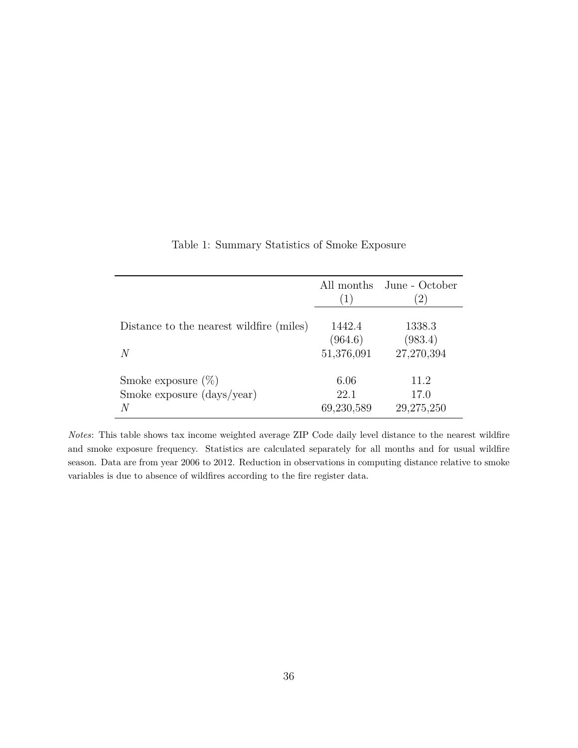Table 1: Summary Statistics of Smoke Exposure

| | All months (1) | June - October (2) |
|---|---|---|
| Distance to the nearest wildfire (miles) | 1442.4 | 1338.3 |
| | (964.6) | (983.4) |
| $N$ | 51,376,091 | 27,270,394 |
| Smoke exposure (%) | 6.06 | 11.2 |
| Smoke exposure (days/year) | 22.1 | 17.0 |
| $N$ | 69,230,589 | 29,275,250 |

*Notes*: This table shows tax income weighted average ZIP Code daily level distance to the nearest wildfire and smoke exposure frequency. Statistics are calculated separately for all months and for usual wildfire season. Data are from year 2006 to 2012. Reduction in observations in computing distance relative to smoke variables is due to absence of wildfires according to the fire register data.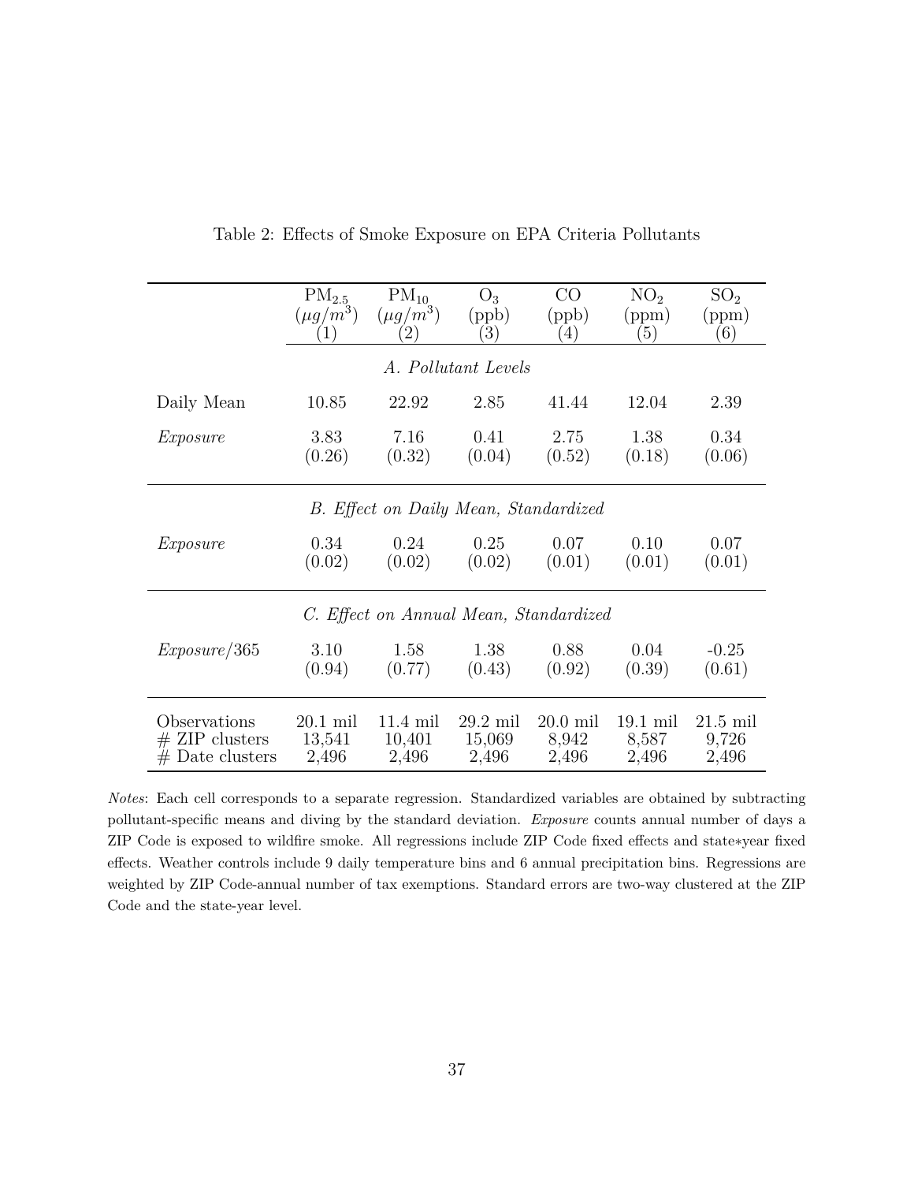Table 2: Effects of Smoke Exposure on EPA Criteria Pollutants

| | $PM_{2.5}$ ($\mu g/m^3$) (1) | $PM_{10}$ ($\mu g/m^3$) (2) | $O_3$ (ppb) (3) | CO (ppb) (4) | $NO_2$ (ppm) (5) | $SO_2$ (ppm) (6) |
|---|---|---|---|---|---|---|
| | *A. Pollutant Levels* | | | | | |
| Daily Mean | 10.85 | 22.92 | 2.85 | 41.44 | 12.04 | 2.39 |
| *Exposure* | 3.83 | 7.16 | 0.41 | 2.75 | 1.38 | 0.34 |
| | (0.26) | (0.32) | (0.04) | (0.52) | (0.18) | (0.06) |
| | *B. Effect on Daily Mean, Standardized* | | | | | |
| *Exposure* | 0.34 | 0.24 | 0.25 | 0.07 | 0.10 | 0.07 |
| | (0.02) | (0.02) | (0.02) | (0.01) | (0.01) | (0.01) |
| | *C. Effect on Annual Mean, Standardized* | | | | | |
| *Exposure*/365 | 3.10 | 1.58 | 1.38 | 0.88 | 0.04 | -0.25 |
| | (0.94) | (0.77) | (0.43) | (0.92) | (0.39) | (0.61) |
| Observations | 20.1 mil | 11.4 mil | 29.2 mil | 20.0 mil | 19.1 mil | 21.5 mil |
| # ZIP clusters | 13,541 | 10,401 | 15,069 | 8,942 | 8,587 | 9,726 |
| # Date clusters | 2,496 | 2,496 | 2,496 | 2,496 | 2,496 | 2,496 |

*Notes*: Each cell corresponds to a separate regression. Standardized variables are obtained by subtracting pollutant-specific means and diving by the standard deviation. *Exposure* counts annual number of days a ZIP Code is exposed to wildfire smoke. All regressions include ZIP Code fixed effects and state∗year fixed effects. Weather controls include 9 daily temperature bins and 6 annual precipitation bins. Regressions are weighted by ZIP Code-annual number of tax exemptions. Standard errors are two-way clustered at the ZIP Code and the state-year level.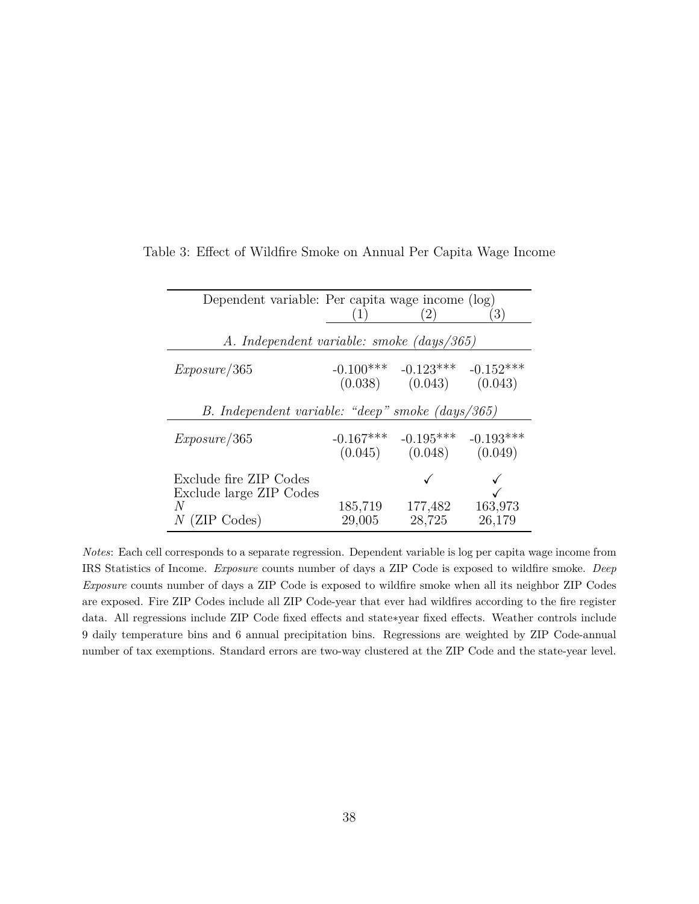Table 3: Effect of Wildfire Smoke on Annual Per Capita Wage Income

| Dependent variable: Per capita wage income (log) | (1) | (2) | (3) |
|---|---|---|---|
| *A. Independent variable: smoke (days/365)* | | | |
| *Exposure*/365 | -0.100*** | -0.123*** | -0.152*** |
| | (0.038) | (0.043) | (0.043) |
| *B. Independent variable: "deep" smoke (days/365)* | | | |
| *Exposure*/365 | -0.167*** | -0.195*** | -0.193*** |
| | (0.045) | (0.048) | (0.049) |
| Exclude fire ZIP Codes | | ✓ | ✓ |
| Exclude large ZIP Codes | | | ✓ |
| $N$ | 185,719 | 177,482 | 163,973 |
| $N$ (ZIP Codes) | 29,005 | 28,725 | 26,179 |

*Notes*: Each cell corresponds to a separate regression. Dependent variable is log per capita wage income from IRS Statistics of Income. *Exposure* counts number of days a ZIP Code is exposed to wildfire smoke. *Deep Exposure* counts number of days a ZIP Code is exposed to wildfire smoke when all its neighbor ZIP Codes are exposed. Fire ZIP Codes include all ZIP Code-year that ever had wildfires according to the fire register data. All regressions include ZIP Code fixed effects and state∗year fixed effects. Weather controls include 9 daily temperature bins and 6 annual precipitation bins. Regressions are weighted by ZIP Code-annual number of tax exemptions. Standard errors are two-way clustered at the ZIP Code and the state-year level.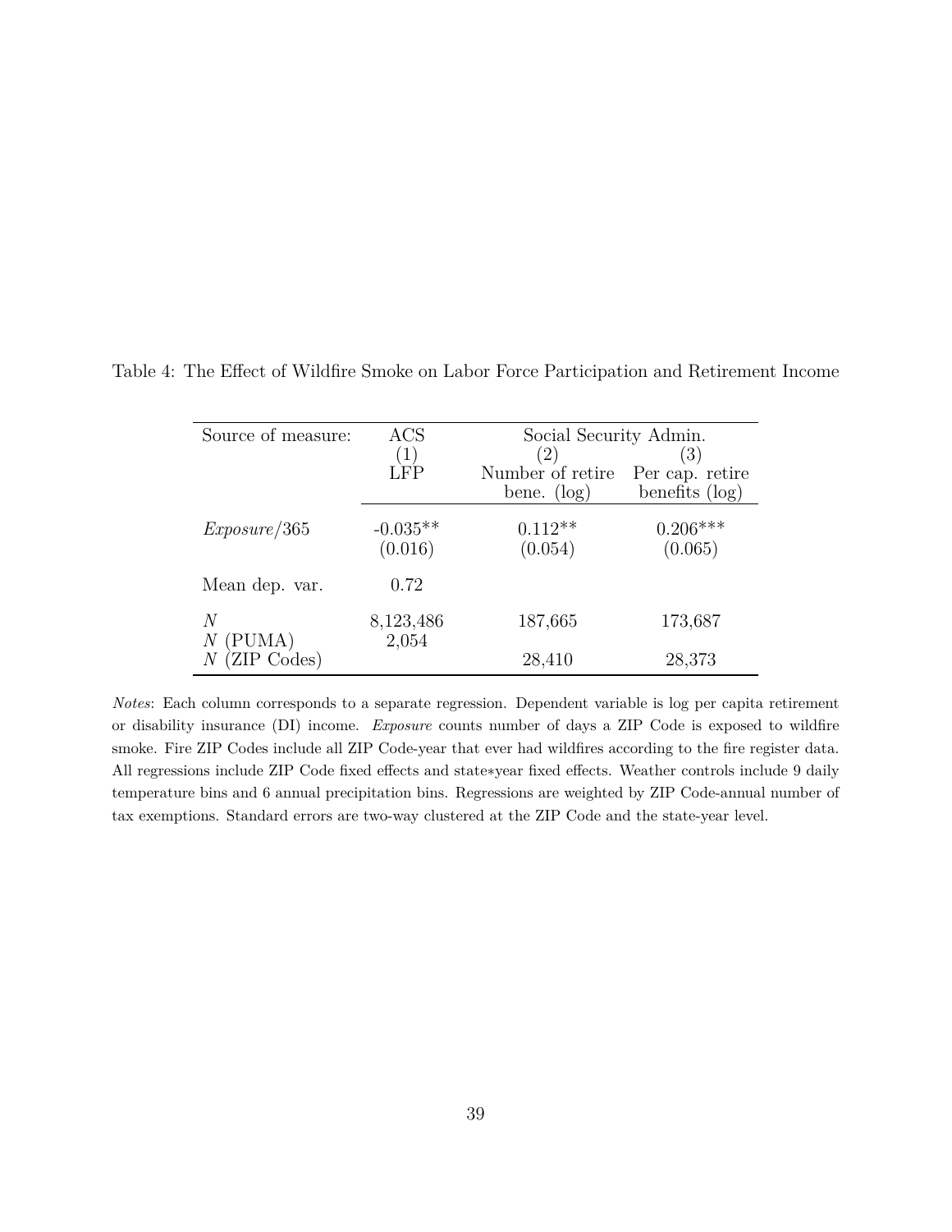Table 4: The Effect of Wildfire Smoke on Labor Force Participation and Retirement Income

| Source of measure: | ACS | Social Security Admin. | |
|---|---|---|---|
| | (1) | (2) | (3) |
| | LFP | Number of retire bene. (log) | Per cap. retire benefits (log) |
| *Exposure*/365 | -0.035** | 0.112** | 0.206*** |
| | (0.016) | (0.054) | (0.065) |
| Mean dep. var. | 0.72 | | |
| $N$ | 8,123,486 | 187,665 | 173,687 |
| $N$ (PUMA) | 2,054 | | |
| $N$ (ZIP Codes) | | 28,410 | 28,373 |

*Notes*: Each column corresponds to a separate regression. Dependent variable is log per capita retirement or disability insurance (DI) income. *Exposure* counts number of days a ZIP Code is exposed to wildfire smoke. Fire ZIP Codes include all ZIP Code-year that ever had wildfires according to the fire register data. All regressions include ZIP Code fixed effects and state∗year fixed effects. Weather controls include 9 daily temperature bins and 6 annual precipitation bins. Regressions are weighted by ZIP Code-annual number of tax exemptions. Standard errors are two-way clustered at the ZIP Code and the state-year level.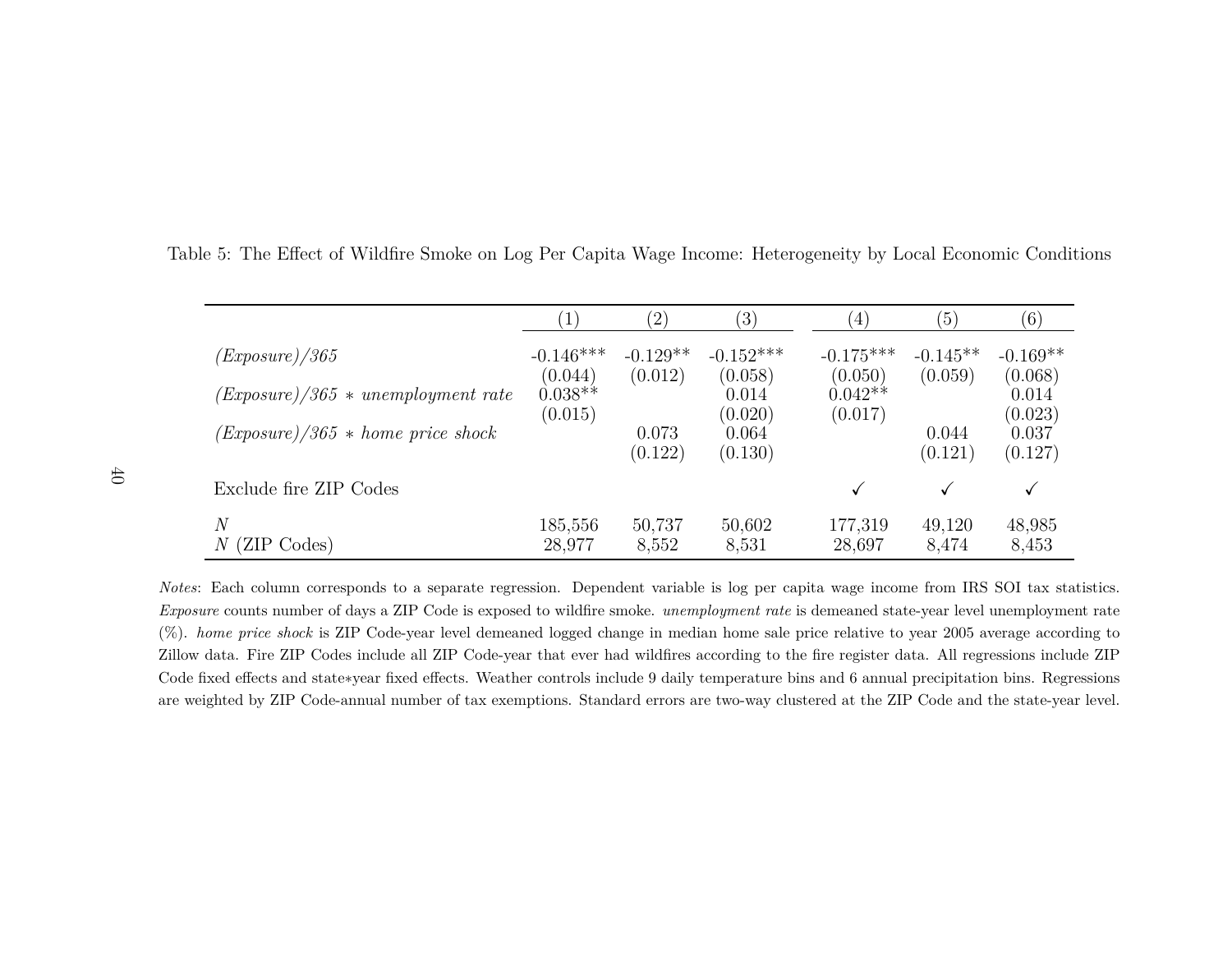Table 5: The Effect of Wildfire Smoke on Log Per Capita Wage Income: Heterogeneity by Local Economic Conditions

| | (1) | (2) | (3) | (4) | (5) | (6) |
|---|---|---|---|---|---|---|
| *(Exposure)/365* | -0.146*** | -0.129** | -0.152*** | -0.175*** | -0.145** | -0.169** |
| | (0.044) | (0.012) | (0.058) | (0.050) | (0.059) | (0.068) |
| *(Exposure)/365 ∗ unemployment rate* | 0.038** | | 0.014 | 0.042** | | 0.014 |
| | (0.015) | | (0.020) | (0.017) | | (0.023) |
| *(Exposure)/365 ∗ home price shock* | | 0.073 | 0.064 | | 0.044 | 0.037 |
| | | (0.122) | (0.130) | | (0.121) | (0.127) |
| Exclude fire ZIP Codes | | | | ✓ | ✓ | ✓ |
| *N* | 185,556 | 50,737 | 50,602 | 177,319 | 49,120 | 48,985 |
| *N* (ZIP Codes) | 28,977 | 8,552 | 8,531 | 28,697 | 8,474 | 8,453 |

*Notes*: Each column corresponds to a separate regression. Dependent variable is log per capita wage income from IRS SOI tax statistics. *Exposure* counts number of days a ZIP Code is exposed to wildfire smoke. *unemployment rate* is demeaned state-year level unemployment rate (%). *home price shock* is ZIP Code-year level demeaned logged change in median home sale price relative to year 2005 average according to Zillow data. Fire ZIP Codes include all ZIP Code-year that ever had wildfires according to the fire register data. All regressions include ZIP Code fixed effects and state∗year fixed effects. Weather controls include 9 daily temperature bins and 6 annual precipitation bins. Regressions are weighted by ZIP Code-annual number of tax exemptions. Standard errors are two-way clustered at the ZIP Code and the state-year level.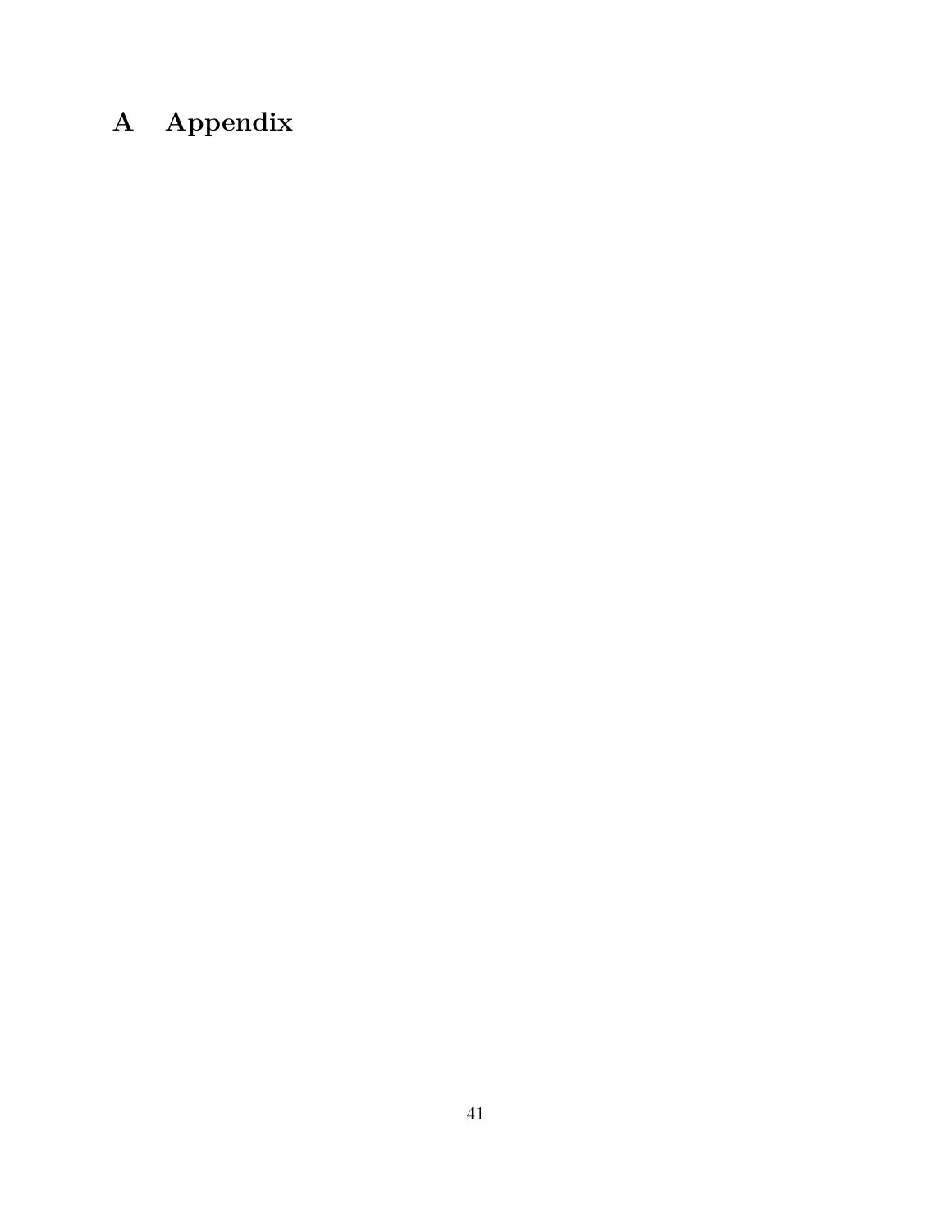# A Appendix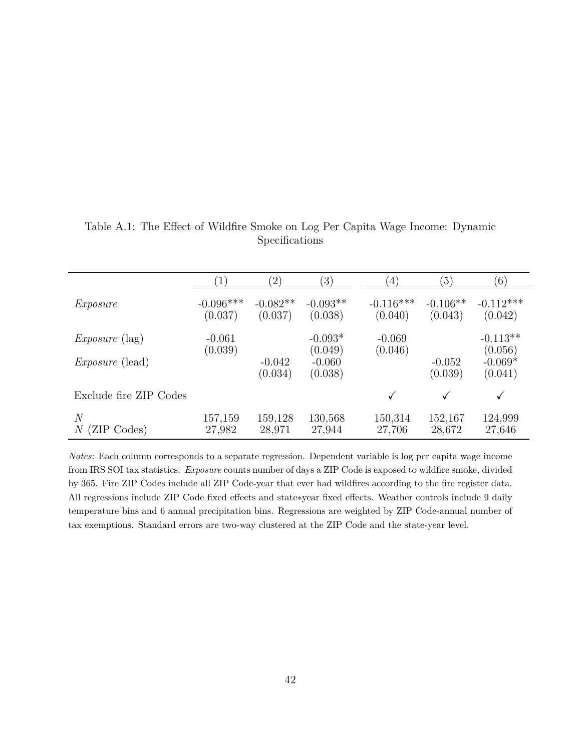Table A.1: The Effect of Wildfire Smoke on Log Per Capita Wage Income: Dynamic Specifications

| | (1) | (2) | (3) | (4) | (5) | (6) |
|---|---|---|---|---|---|---|
| *Exposure* | -0.096*** | -0.082** | -0.093** | -0.116*** | -0.106** | -0.112*** |
| | (0.037) | (0.037) | (0.038) | (0.040) | (0.043) | (0.042) |
| *Exposure* (lag) | -0.061 | | -0.093* | -0.069 | | -0.113** |
| | (0.039) | | (0.049) | (0.046) | | (0.056) |
| *Exposure* (lead) | | -0.042 | -0.060 | | -0.052 | -0.069* |
| | | (0.034) | (0.038) | | (0.039) | (0.041) |
| Exclude fire ZIP Codes | | | | ✓ | ✓ | ✓ |
| $N$ | 157,159 | 159,128 | 130,568 | 150,314 | 152,167 | 124,999 |
| $N$ (ZIP Codes) | 27,982 | 28,971 | 27,944 | 27,706 | 28,672 | 27,646 |

*Notes*: Each column corresponds to a separate regression. Dependent variable is log per capita wage income from IRS SOI tax statistics. *Exposure* counts number of days a ZIP Code is exposed to wildfire smoke, divided by 365. Fire ZIP Codes include all ZIP Code-year that ever had wildfires according to the fire register data. All regressions include ZIP Code fixed effects and state∗year fixed effects. Weather controls include 9 daily temperature bins and 6 annual precipitation bins. Regressions are weighted by ZIP Code-annual number of tax exemptions. Standard errors are two-way clustered at the ZIP Code and the state-year level.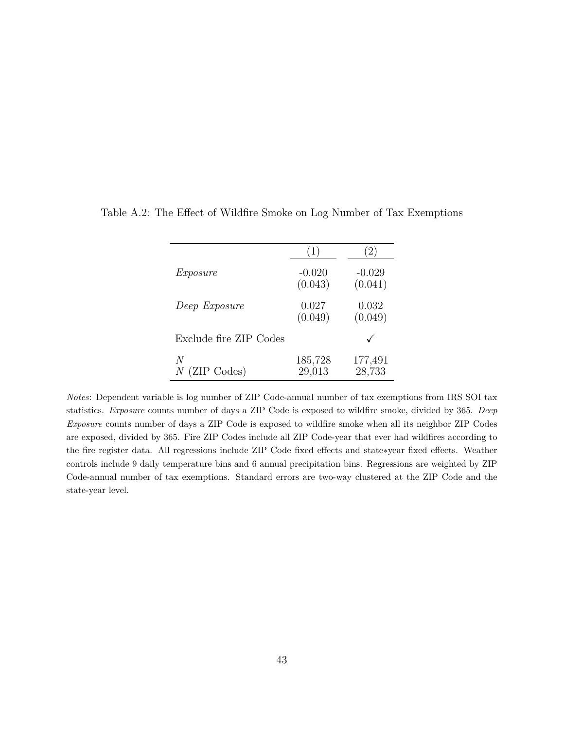Table A.2: The Effect of Wildfire Smoke on Log Number of Tax Exemptions

| | (1) | (2) |
|---|---|---|
| *Exposure* | -0.020 | -0.029 |
| | (0.043) | (0.041) |
| *Deep Exposure* | 0.027 | 0.032 |
| | (0.049) | (0.049) |
| Exclude fire ZIP Codes | | ✓ |
| $N$ | 185,728 | 177,491 |
| $N$ (ZIP Codes) | 29,013 | 28,733 |

*Notes*: Dependent variable is log number of ZIP Code-annual number of tax exemptions from IRS SOI tax statistics. *Exposure* counts number of days a ZIP Code is exposed to wildfire smoke, divided by 365. *Deep Exposure* counts number of days a ZIP Code is exposed to wildfire smoke when all its neighbor ZIP Codes are exposed, divided by 365. Fire ZIP Codes include all ZIP Code-year that ever had wildfires according to the fire register data. All regressions include ZIP Code fixed effects and state∗year fixed effects. Weather controls include 9 daily temperature bins and 6 annual precipitation bins. Regressions are weighted by ZIP Code-annual number of tax exemptions. Standard errors are two-way clustered at the ZIP Code and the state-year level.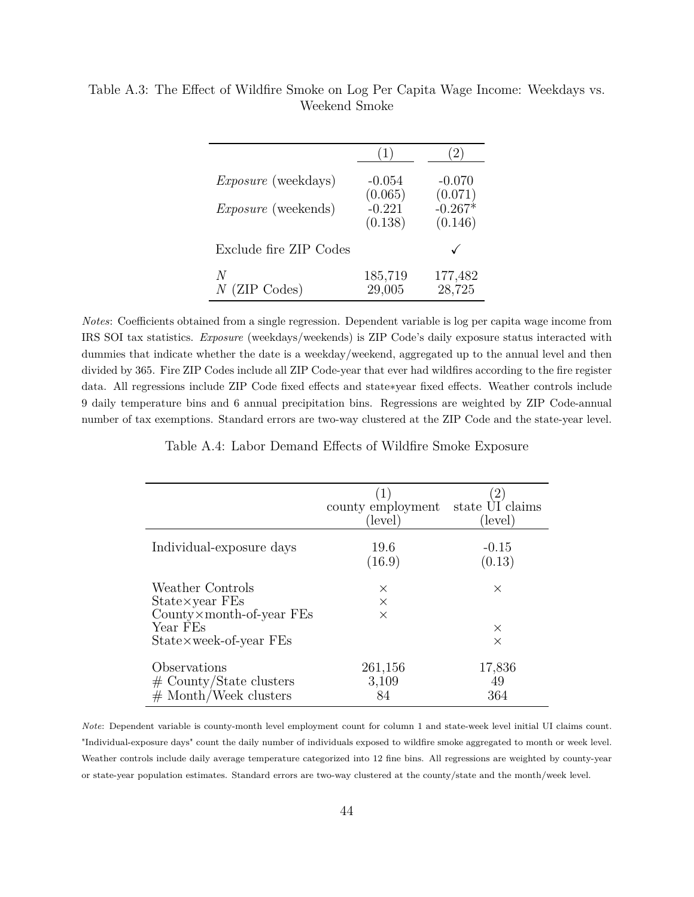Table A.3: The Effect of Wildfire Smoke on Log Per Capita Wage Income: Weekdays vs. Weekend Smoke

| | (1) | (2) |
|---|---|---|
| *Exposure* (weekdays) | -0.054 | -0.070 |
| | (0.065) | (0.071) |
| *Exposure* (weekends) | -0.221 | -0.267* |
| | (0.138) | (0.146) |
| Exclude fire ZIP Codes | | ✓ |
| $N$ | 185,719 | 177,482 |
| $N$ (ZIP Codes) | 29,005 | 28,725 |

*Notes*: Coefficients obtained from a single regression. Dependent variable is log per capita wage income from IRS SOI tax statistics. *Exposure* (weekdays/weekends) is ZIP Code's daily exposure status interacted with dummies that indicate whether the date is a weekday/weekend, aggregated up to the annual level and then divided by 365. Fire ZIP Codes include all ZIP Code-year that ever had wildfires according to the fire register data. All regressions include ZIP Code fixed effects and state∗year fixed effects. Weather controls include 9 daily temperature bins and 6 annual precipitation bins. Regressions are weighted by ZIP Code-annual number of tax exemptions. Standard errors are two-way clustered at the ZIP Code and the state-year level.

Table A.4: Labor Demand Effects of Wildfire Smoke Exposure

| | (1) county employment (level) | (2) state UI claims (level) |
|---|---|---|
| Individual-exposure days | 19.6 | -0.15 |
| | (16.9) | (0.13) |
| Weather Controls | × | × |
| State×year FEs | × | |
| County×month-of-year FEs | × | |
| Year FEs | | × |
| State×week-of-year FEs | | × |
| Observations | 261,156 | 17,836 |
| # County/State clusters | 3,109 | 49 |
| # Month/Week clusters | 84 | 364 |

*Note*: Dependent variable is county-month level employment count for column 1 and state-week level initial UI claims count. "Individual-exposure days" count the daily number of individuals exposed to wildfire smoke aggregated to month or week level. Weather controls include daily average temperature categorized into 12 fine bins. All regressions are weighted by county-year or state-year population estimates. Standard errors are two-way clustered at the county/state and the month/week level.